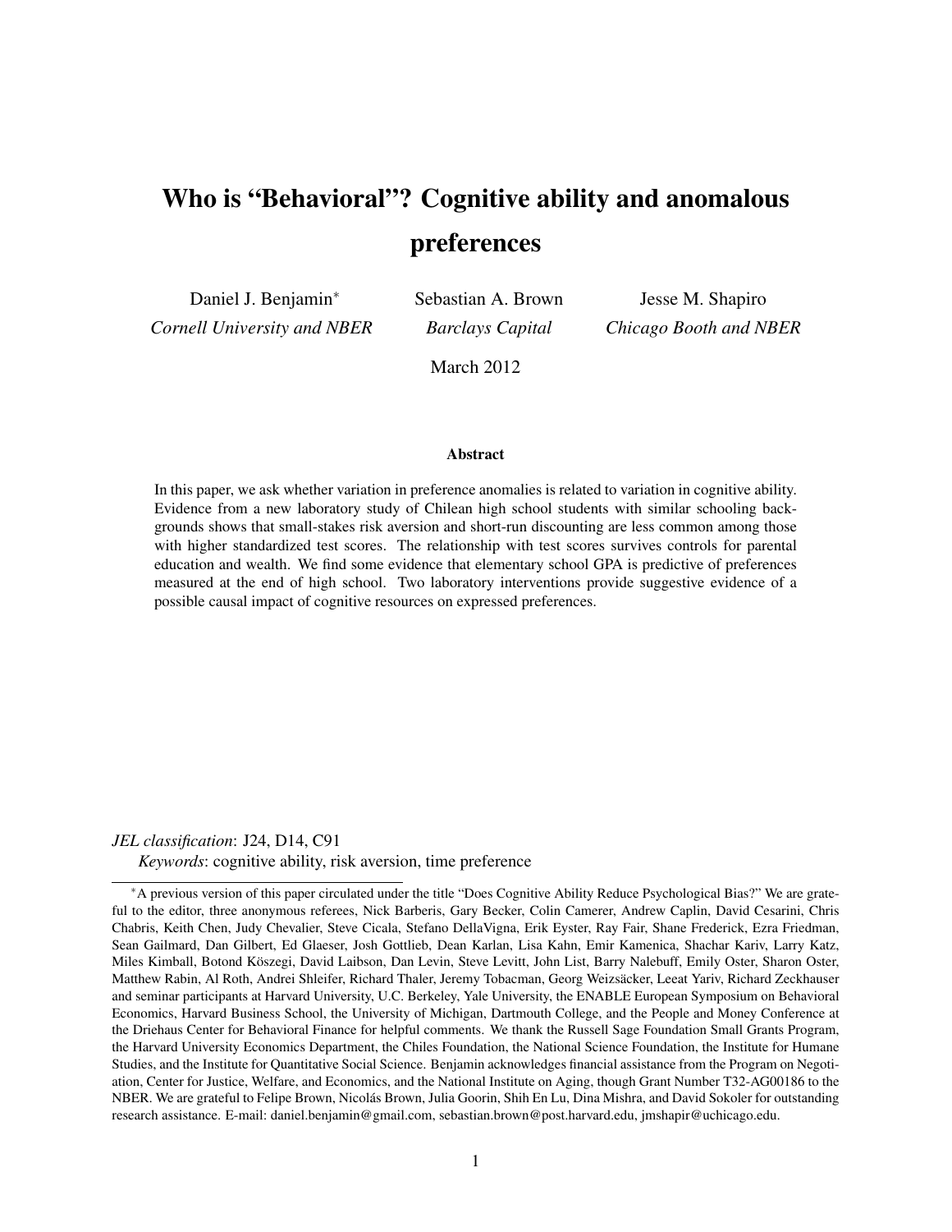# Who is "Behavioral"? Cognitive ability and anomalous preferences

Daniel J. Benjamin[*]
*Cornell University and NBER*

Sebastian A. Brown
*Barclays Capital*

Jesse M. Shapiro
*Chicago Booth and NBER*

March 2012

### Abstract

In this paper, we ask whether variation in preference anomalies is related to variation in cognitive ability. Evidence from a new laboratory study of Chilean high school students with similar schooling backgrounds shows that small-stakes risk aversion and short-run discounting are less common among those with higher standardized test scores. The relationship with test scores survives controls for parental education and wealth. We find some evidence that elementary school GPA is predictive of preferences measured at the end of high school. Two laboratory interventions provide suggestive evidence of a possible causal impact of cognitive resources on expressed preferences.

*JEL classification*: J24, D14, C91

*Keywords*: cognitive ability, risk aversion, time preference

[*]A previous version of this paper circulated under the title "Does Cognitive Ability Reduce Psychological Bias?" We are grateful to the editor, three anonymous referees, Nick Barberis, Gary Becker, Colin Camerer, Andrew Caplin, David Cesarini, Chris Chabris, Keith Chen, Judy Chevalier, Steve Cicala, Stefano DellaVigna, Erik Eyster, Ray Fair, Shane Frederick, Ezra Friedman, Sean Gailmard, Dan Gilbert, Ed Glaeser, Josh Gottlieb, Dean Karlan, Lisa Kahn, Emir Kamenica, Shachar Kariv, Larry Katz, Miles Kimball, Botond Kőszegi, David Laibson, Dan Levin, Steve Levitt, John List, Barry Nalebuff, Emily Oster, Sharon Oster, Matthew Rabin, Al Roth, Andrei Shleifer, Richard Thaler, Jeremy Tobacman, Georg Weizsäcker, Leeat Yariv, Richard Zeckhauser and seminar participants at Harvard University, U.C. Berkeley, Yale University, the ENABLE European Symposium on Behavioral Economics, Harvard Business School, the University of Michigan, Dartmouth College, and the People and Money Conference at the Driehaus Center for Behavioral Finance for helpful comments. We thank the Russell Sage Foundation Small Grants Program, the Harvard University Economics Department, the Chiles Foundation, the National Science Foundation, the Institute for Humane Studies, and the Institute for Quantitative Social Science. Benjamin acknowledges financial assistance from the Program on Negotiation, Center for Justice, Welfare, and Economics, and the National Institute on Aging, though Grant Number T32-AG00186 to the NBER. We are grateful to Felipe Brown, Nicolás Brown, Julia Goorin, Shih En Lu, Dina Mishra, and David Sokoler for outstanding research assistance. E-mail: daniel.benjamin@gmail.com, sebastian.brown@post.harvard.edu, jmshapir@uchicago.edu.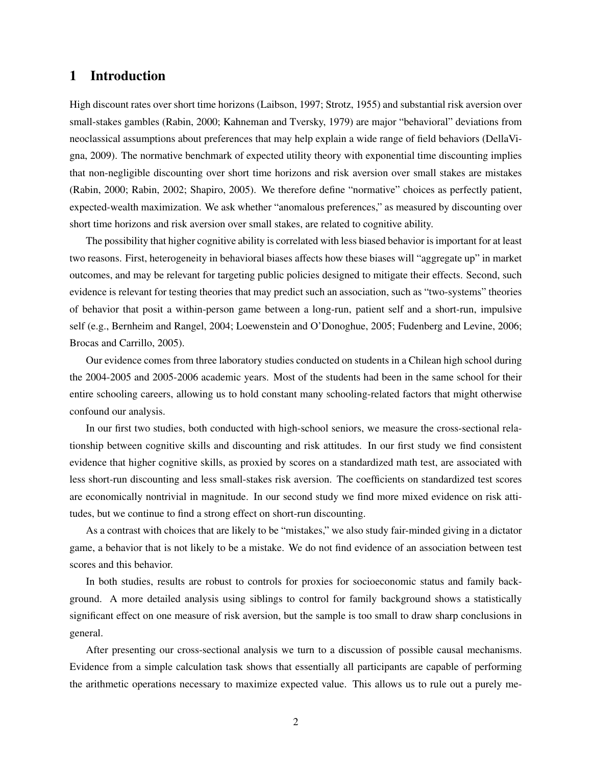# 1 Introduction

High discount rates over short time horizons (Laibson, 1997; Strotz, 1955) and substantial risk aversion over small-stakes gambles (Rabin, 2000; Kahneman and Tversky, 1979) are major "behavioral" deviations from neoclassical assumptions about preferences that may help explain a wide range of field behaviors (DellaVigna, 2009). The normative benchmark of expected utility theory with exponential time discounting implies that non-negligible discounting over short time horizons and risk aversion over small stakes are mistakes (Rabin, 2000; Rabin, 2002; Shapiro, 2005). We therefore define "normative" choices as perfectly patient, expected-wealth maximization. We ask whether "anomalous preferences," as measured by discounting over short time horizons and risk aversion over small stakes, are related to cognitive ability.

The possibility that higher cognitive ability is correlated with less biased behavior is important for at least two reasons. First, heterogeneity in behavioral biases affects how these biases will "aggregate up" in market outcomes, and may be relevant for targeting public policies designed to mitigate their effects. Second, such evidence is relevant for testing theories that may predict such an association, such as "two-systems" theories of behavior that posit a within-person game between a long-run, patient self and a short-run, impulsive self (e.g., Bernheim and Rangel, 2004; Loewenstein and O'Donoghue, 2005; Fudenberg and Levine, 2006; Brocas and Carrillo, 2005).

Our evidence comes from three laboratory studies conducted on students in a Chilean high school during the 2004-2005 and 2005-2006 academic years. Most of the students had been in the same school for their entire schooling careers, allowing us to hold constant many schooling-related factors that might otherwise confound our analysis.

In our first two studies, both conducted with high-school seniors, we measure the cross-sectional relationship between cognitive skills and discounting and risk attitudes. In our first study we find consistent evidence that higher cognitive skills, as proxied by scores on a standardized math test, are associated with less short-run discounting and less small-stakes risk aversion. The coefficients on standardized test scores are economically nontrivial in magnitude. In our second study we find more mixed evidence on risk attitudes, but we continue to find a strong effect on short-run discounting.

As a contrast with choices that are likely to be "mistakes," we also study fair-minded giving in a dictator game, a behavior that is not likely to be a mistake. We do not find evidence of an association between test scores and this behavior.

In both studies, results are robust to controls for proxies for socioeconomic status and family background. A more detailed analysis using siblings to control for family background shows a statistically significant effect on one measure of risk aversion, but the sample is too small to draw sharp conclusions in general.

After presenting our cross-sectional analysis we turn to a discussion of possible causal mechanisms. Evidence from a simple calculation task shows that essentially all participants are capable of performing the arithmetic operations necessary to maximize expected value. This allows us to rule out a purely me-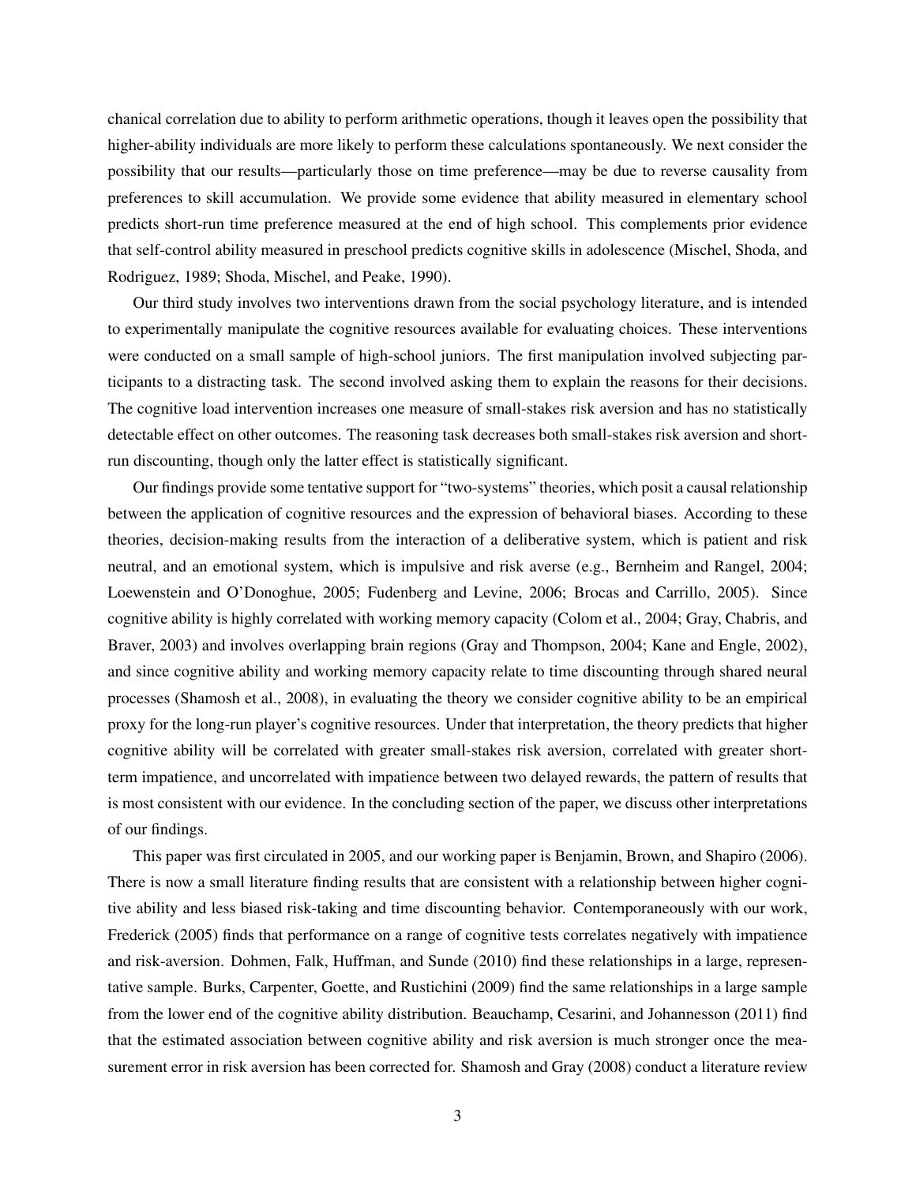chanical correlation due to ability to perform arithmetic operations, though it leaves open the possibility that higher-ability individuals are more likely to perform these calculations spontaneously. We next consider the possibility that our results—particularly those on time preference—may be due to reverse causality from preferences to skill accumulation. We provide some evidence that ability measured in elementary school predicts short-run time preference measured at the end of high school. This complements prior evidence that self-control ability measured in preschool predicts cognitive skills in adolescence (Mischel, Shoda, and Rodriguez, 1989; Shoda, Mischel, and Peake, 1990).

Our third study involves two interventions drawn from the social psychology literature, and is intended to experimentally manipulate the cognitive resources available for evaluating choices. These interventions were conducted on a small sample of high-school juniors. The first manipulation involved subjecting participants to a distracting task. The second involved asking them to explain the reasons for their decisions. The cognitive load intervention increases one measure of small-stakes risk aversion and has no statistically detectable effect on other outcomes. The reasoning task decreases both small-stakes risk aversion and short-run discounting, though only the latter effect is statistically significant.

Our findings provide some tentative support for "two-systems" theories, which posit a causal relationship between the application of cognitive resources and the expression of behavioral biases. According to these theories, decision-making results from the interaction of a deliberative system, which is patient and risk neutral, and an emotional system, which is impulsive and risk averse (e.g., Bernheim and Rangel, 2004; Loewenstein and O'Donoghue, 2005; Fudenberg and Levine, 2006; Brocas and Carrillo, 2005). Since cognitive ability is highly correlated with working memory capacity (Colom et al., 2004; Gray, Chabris, and Braver, 2003) and involves overlapping brain regions (Gray and Thompson, 2004; Kane and Engle, 2002), and since cognitive ability and working memory capacity relate to time discounting through shared neural processes (Shamosh et al., 2008), in evaluating the theory we consider cognitive ability to be an empirical proxy for the long-run player's cognitive resources. Under that interpretation, the theory predicts that higher cognitive ability will be correlated with greater small-stakes risk aversion, correlated with greater short-term impatience, and uncorrelated with impatience between two delayed rewards, the pattern of results that is most consistent with our evidence. In the concluding section of the paper, we discuss other interpretations of our findings.

This paper was first circulated in 2005, and our working paper is Benjamin, Brown, and Shapiro (2006). There is now a small literature finding results that are consistent with a relationship between higher cognitive ability and less biased risk-taking and time discounting behavior. Contemporaneously with our work, Frederick (2005) finds that performance on a range of cognitive tests correlates negatively with impatience and risk-aversion. Dohmen, Falk, Huffman, and Sunde (2010) find these relationships in a large, representative sample. Burks, Carpenter, Goette, and Rustichini (2009) find the same relationships in a large sample from the lower end of the cognitive ability distribution. Beauchamp, Cesarini, and Johannesson (2011) find that the estimated association between cognitive ability and risk aversion is much stronger once the measurement error in risk aversion has been corrected for. Shamosh and Gray (2008) conduct a literature review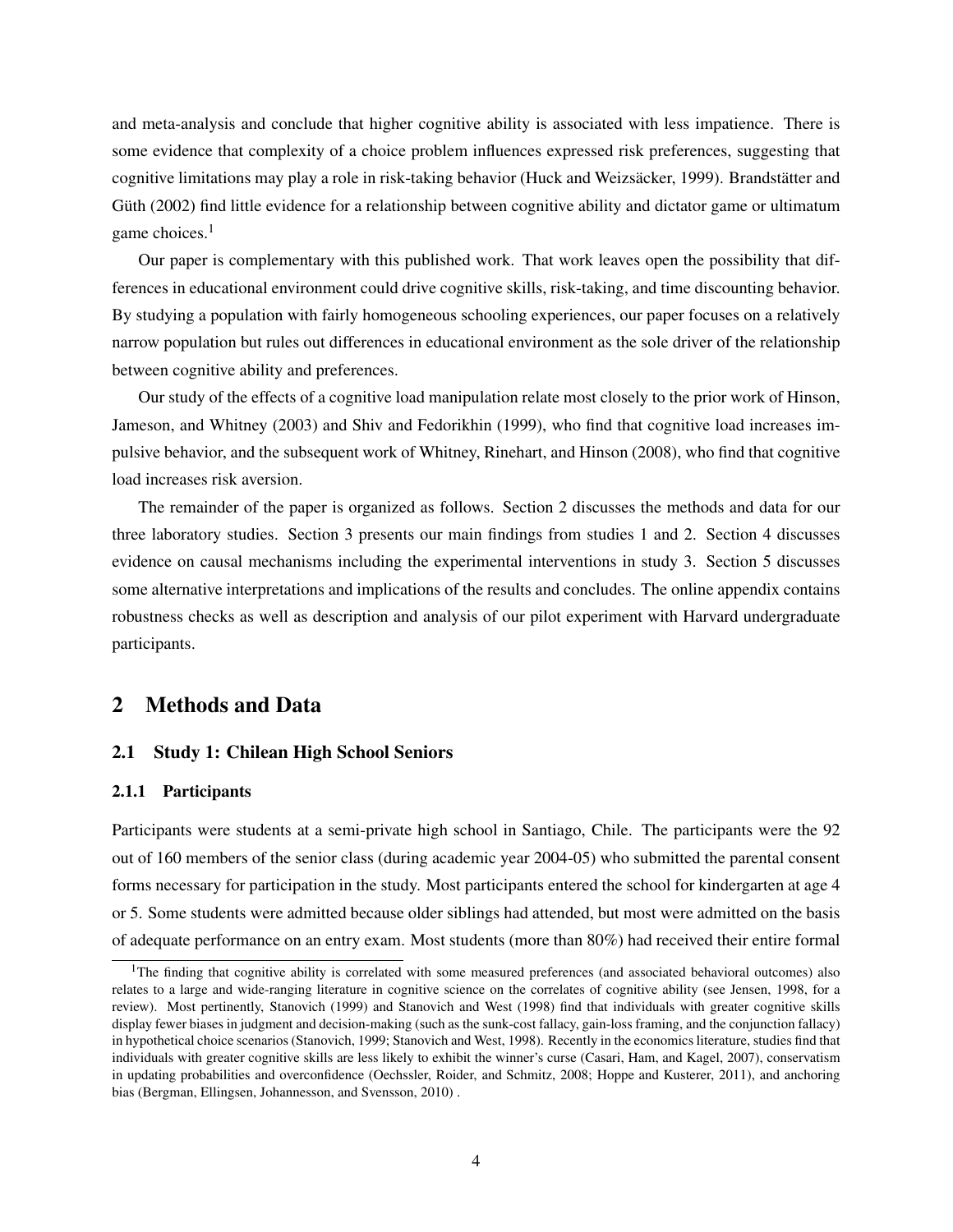and meta-analysis and conclude that higher cognitive ability is associated with less impatience. There is some evidence that complexity of a choice problem influences expressed risk preferences, suggesting that cognitive limitations may play a role in risk-taking behavior (Huck and Weizsäcker, 1999). Brandstätter and Güth (2002) find little evidence for a relationship between cognitive ability and dictator game or ultimatum game choices.[1]

Our paper is complementary with this published work. That work leaves open the possibility that differences in educational environment could drive cognitive skills, risk-taking, and time discounting behavior. By studying a population with fairly homogeneous schooling experiences, our paper focuses on a relatively narrow population but rules out differences in educational environment as the sole driver of the relationship between cognitive ability and preferences.

Our study of the effects of a cognitive load manipulation relate most closely to the prior work of Hinson, Jameson, and Whitney (2003) and Shiv and Fedorikhin (1999), who find that cognitive load increases impulsive behavior, and the subsequent work of Whitney, Rinehart, and Hinson (2008), who find that cognitive load increases risk aversion.

The remainder of the paper is organized as follows. Section 2 discusses the methods and data for our three laboratory studies. Section 3 presents our main findings from studies 1 and 2. Section 4 discusses evidence on causal mechanisms including the experimental interventions in study 3. Section 5 discusses some alternative interpretations and implications of the results and concludes. The online appendix contains robustness checks as well as description and analysis of our pilot experiment with Harvard undergraduate participants.

## 2 Methods and Data

### 2.1 Study 1: Chilean High School Seniors

#### 2.1.1 Participants

Participants were students at a semi-private high school in Santiago, Chile. The participants were the 92 out of 160 members of the senior class (during academic year 2004-05) who submitted the parental consent forms necessary for participation in the study. Most participants entered the school for kindergarten at age 4 or 5. Some students were admitted because older siblings had attended, but most were admitted on the basis of adequate performance on an entry exam. Most students (more than 80%) had received their entire formal

---

[1] The finding that cognitive ability is correlated with some measured preferences (and associated behavioral outcomes) also relates to a large and wide-ranging literature in cognitive science on the correlates of cognitive ability (see Jensen, 1998, for a review). Most pertinently, Stanovich (1999) and Stanovich and West (1998) find that individuals with greater cognitive skills display fewer biases in judgment and decision-making (such as the sunk-cost fallacy, gain-loss framing, and the conjunction fallacy) in hypothetical choice scenarios (Stanovich, 1999; Stanovich and West, 1998). Recently in the economics literature, studies find that individuals with greater cognitive skills are less likely to exhibit the winner's curse (Casari, Ham, and Kagel, 2007), conservatism in updating probabilities and overconfidence (Oechssler, Roider, and Schmitz, 2008; Hoppe and Kusterer, 2011), and anchoring bias (Bergman, Ellingsen, Johannesson, and Svensson, 2010) .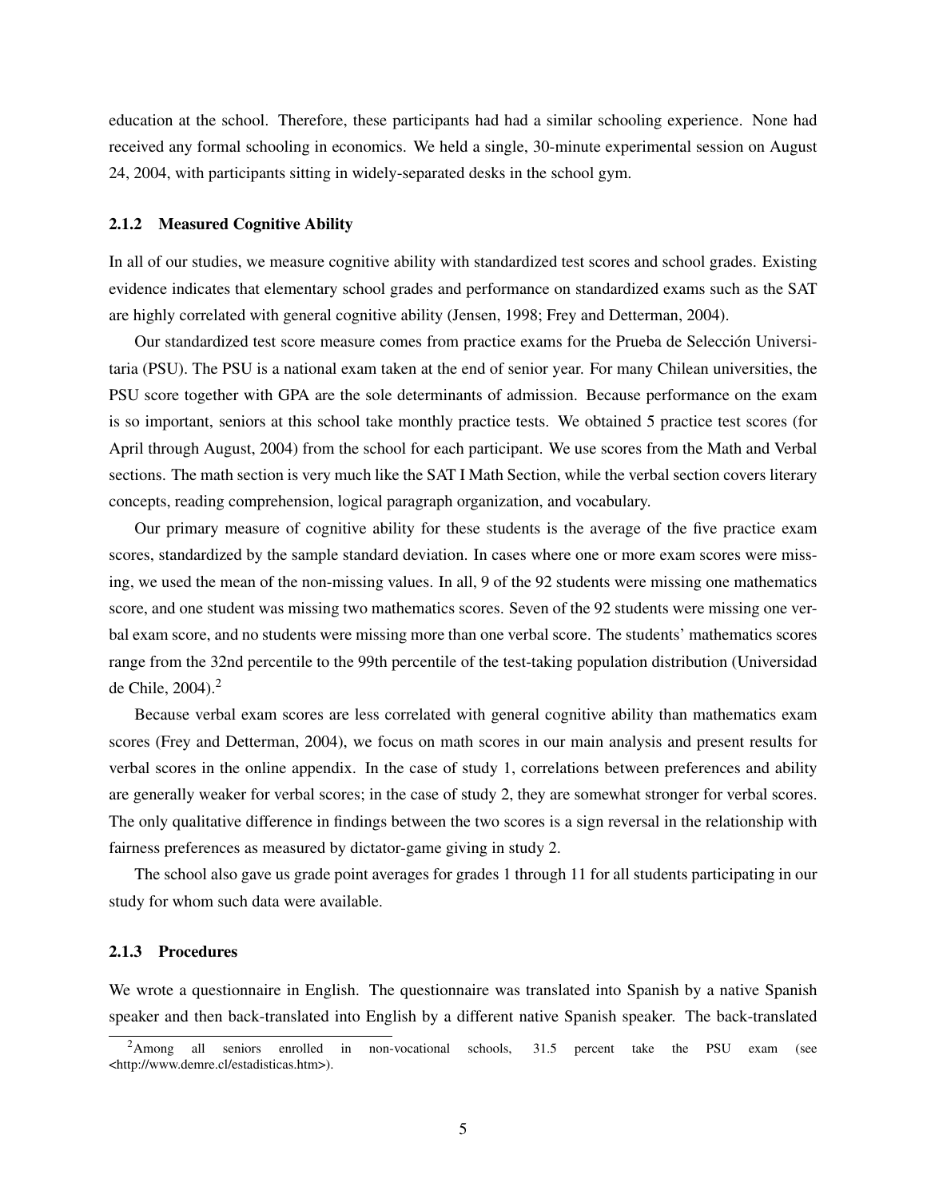education at the school. Therefore, these participants had had a similar schooling experience. None had received any formal schooling in economics. We held a single, 30-minute experimental session on August 24, 2004, with participants sitting in widely-separated desks in the school gym.

### 2.1.2 Measured Cognitive Ability

In all of our studies, we measure cognitive ability with standardized test scores and school grades. Existing evidence indicates that elementary school grades and performance on standardized exams such as the SAT are highly correlated with general cognitive ability (Jensen, 1998; Frey and Detterman, 2004).

Our standardized test score measure comes from practice exams for the Prueba de Selección Universitaria (PSU). The PSU is a national exam taken at the end of senior year. For many Chilean universities, the PSU score together with GPA are the sole determinants of admission. Because performance on the exam is so important, seniors at this school take monthly practice tests. We obtained 5 practice test scores (for April through August, 2004) from the school for each participant. We use scores from the Math and Verbal sections. The math section is very much like the SAT I Math Section, while the verbal section covers literary concepts, reading comprehension, logical paragraph organization, and vocabulary.

Our primary measure of cognitive ability for these students is the average of the five practice exam scores, standardized by the sample standard deviation. In cases where one or more exam scores were missing, we used the mean of the non-missing values. In all, 9 of the 92 students were missing one mathematics score, and one student was missing two mathematics scores. Seven of the 92 students were missing one verbal exam score, and no students were missing more than one verbal score. The students' mathematics scores range from the 32nd percentile to the 99th percentile of the test-taking population distribution (Universidad de Chile, 2004).[2]

Because verbal exam scores are less correlated with general cognitive ability than mathematics exam scores (Frey and Detterman, 2004), we focus on math scores in our main analysis and present results for verbal scores in the online appendix. In the case of study 1, correlations between preferences and ability are generally weaker for verbal scores; in the case of study 2, they are somewhat stronger for verbal scores. The only qualitative difference in findings between the two scores is a sign reversal in the relationship with fairness preferences as measured by dictator-game giving in study 2.

The school also gave us grade point averages for grades 1 through 11 for all students participating in our study for whom such data were available.

### 2.1.3 Procedures

We wrote a questionnaire in English. The questionnaire was translated into Spanish by a native Spanish speaker and then back-translated into English by a different native Spanish speaker. The back-translated

---

[2] Among all seniors enrolled in non-vocational schools, 31.5 percent take the PSU exam (see <http://www.demre.cl/estadisticas.htm>).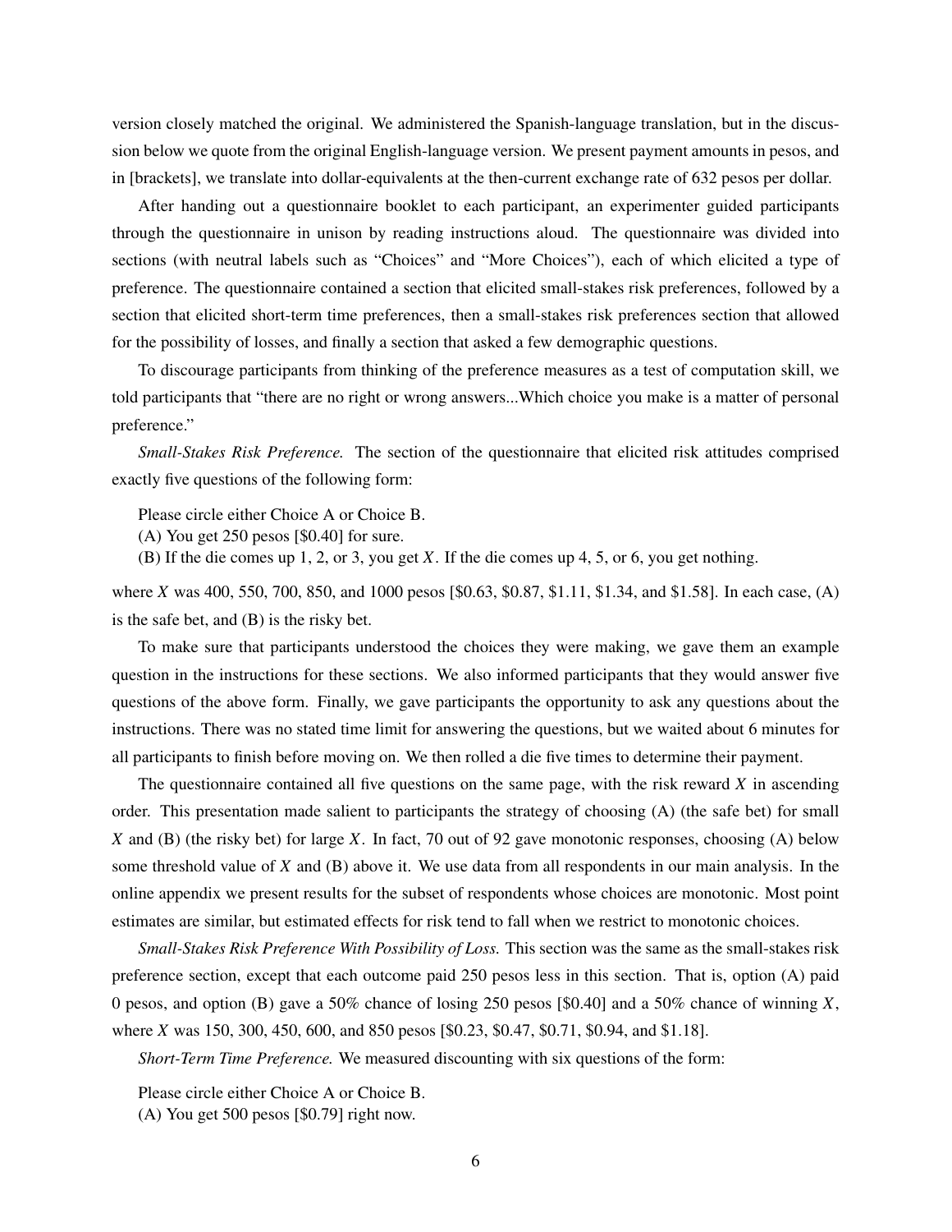version closely matched the original. We administered the Spanish-language translation, but in the discussion below we quote from the original English-language version. We present payment amounts in pesos, and in [brackets], we translate into dollar-equivalents at the then-current exchange rate of 632 pesos per dollar.

After handing out a questionnaire booklet to each participant, an experimenter guided participants through the questionnaire in unison by reading instructions aloud. The questionnaire was divided into sections (with neutral labels such as "Choices" and "More Choices"), each of which elicited a type of preference. The questionnaire contained a section that elicited small-stakes risk preferences, followed by a section that elicited short-term time preferences, then a small-stakes risk preferences section that allowed for the possibility of losses, and finally a section that asked a few demographic questions.

To discourage participants from thinking of the preference measures as a test of computation skill, we told participants that "there are no right or wrong answers...Which choice you make is a matter of personal preference."

*Small-Stakes Risk Preference.* The section of the questionnaire that elicited risk attitudes comprised exactly five questions of the following form:

> Please circle either Choice A or Choice B.
> (A) You get 250 pesos [$0.40] for sure.
> (B) If the die comes up 1, 2, or 3, you get $X$. If the die comes up 4, 5, or 6, you get nothing.

where $X$ was 400, 550, 700, 850, and 1000 pesos [$0.63, $0.87, $1.11, $1.34, and $1.58]. In each case, (A) is the safe bet, and (B) is the risky bet.

To make sure that participants understood the choices they were making, we gave them an example question in the instructions for these sections. We also informed participants that they would answer five questions of the above form. Finally, we gave participants the opportunity to ask any questions about the instructions. There was no stated time limit for answering the questions, but we waited about 6 minutes for all participants to finish before moving on. We then rolled a die five times to determine their payment.

The questionnaire contained all five questions on the same page, with the risk reward $X$ in ascending order. This presentation made salient to participants the strategy of choosing (A) (the safe bet) for small $X$ and (B) (the risky bet) for large $X$. In fact, 70 out of 92 gave monotonic responses, choosing (A) below some threshold value of $X$ and (B) above it. We use data from all respondents in our main analysis. In the online appendix we present results for the subset of respondents whose choices are monotonic. Most point estimates are similar, but estimated effects for risk tend to fall when we restrict to monotonic choices.

*Small-Stakes Risk Preference With Possibility of Loss.* This section was the same as the small-stakes risk preference section, except that each outcome paid 250 pesos less in this section. That is, option (A) paid 0 pesos, and option (B) gave a 50% chance of losing 250 pesos [$0.40] and a 50% chance of winning $X$, where $X$ was 150, 300, 450, 600, and 850 pesos [$0.23, $0.47, $0.71, $0.94, and $1.18].

*Short-Term Time Preference.* We measured discounting with six questions of the form:

> Please circle either Choice A or Choice B.
> (A) You get 500 pesos [$0.79] right now.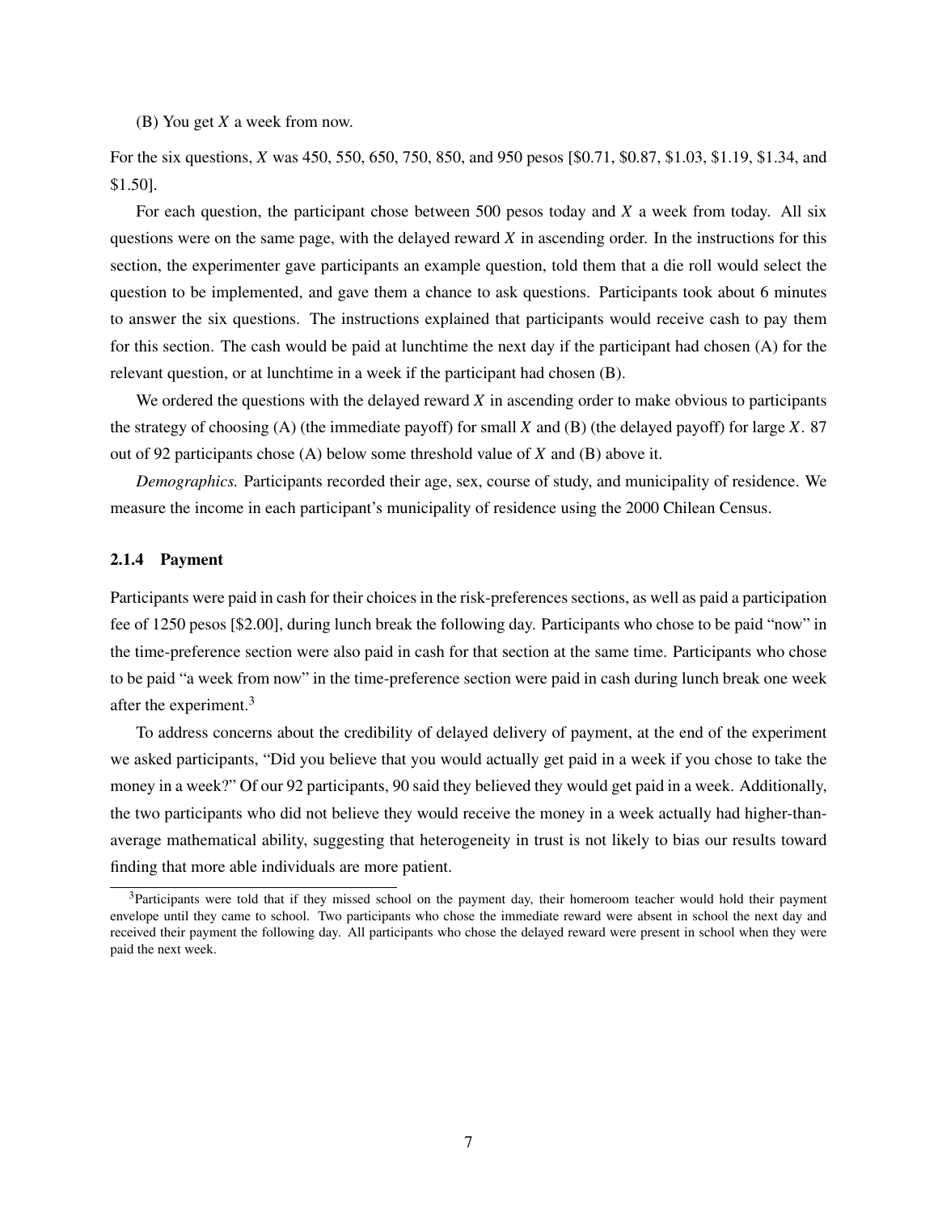(B) You get $X$ a week from now.

For the six questions, $X$ was 450, 550, 650, 750, 850, and 950 pesos [$0.71, $0.87, $1.03, $1.19, $1.34, and $1.50].

For each question, the participant chose between 500 pesos today and $X$ a week from today. All six questions were on the same page, with the delayed reward $X$ in ascending order. In the instructions for this section, the experimenter gave participants an example question, told them that a die roll would select the question to be implemented, and gave them a chance to ask questions. Participants took about 6 minutes to answer the six questions. The instructions explained that participants would receive cash to pay them for this section. The cash would be paid at lunchtime the next day if the participant had chosen (A) for the relevant question, or at lunchtime in a week if the participant had chosen (B).

We ordered the questions with the delayed reward $X$ in ascending order to make obvious to participants the strategy of choosing (A) (the immediate payoff) for small $X$ and (B) (the delayed payoff) for large $X$. 87 out of 92 participants chose (A) below some threshold value of $X$ and (B) above it.

*Demographics.* Participants recorded their age, sex, course of study, and municipality of residence. We measure the income in each participant's municipality of residence using the 2000 Chilean Census.

### 2.1.4 Payment

Participants were paid in cash for their choices in the risk-preferences sections, as well as paid a participation fee of 1250 pesos [$2.00], during lunch break the following day. Participants who chose to be paid "now" in the time-preference section were also paid in cash for that section at the same time. Participants who chose to be paid "a week from now" in the time-preference section were paid in cash during lunch break one week after the experiment.[3]

To address concerns about the credibility of delayed delivery of payment, at the end of the experiment we asked participants, "Did you believe that you would actually get paid in a week if you chose to take the money in a week?" Of our 92 participants, 90 said they believed they would get paid in a week. Additionally, the two participants who did not believe they would receive the money in a week actually had higher-than-average mathematical ability, suggesting that heterogeneity in trust is not likely to bias our results toward finding that more able individuals are more patient.

[3]Participants were told that if they missed school on the payment day, their homeroom teacher would hold their payment envelope until they came to school. Two participants who chose the immediate reward were absent in school the next day and received their payment the following day. All participants who chose the delayed reward were present in school when they were paid the next week.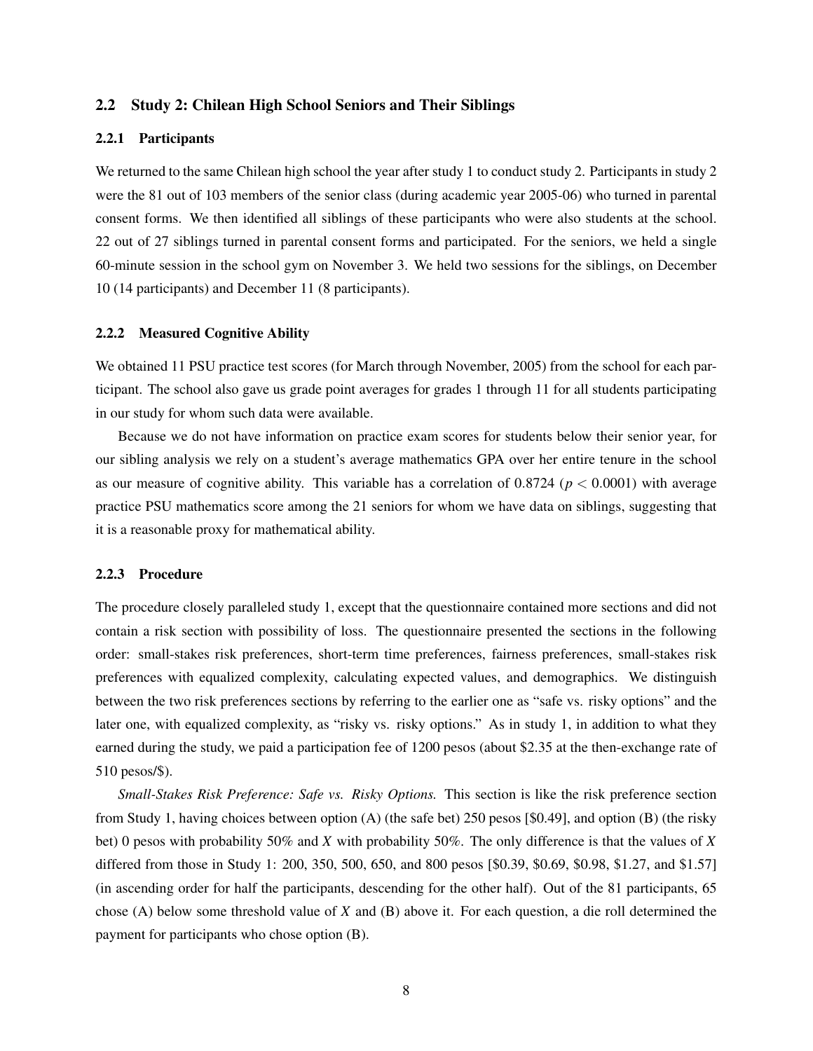## 2.2 Study 2: Chilean High School Seniors and Their Siblings

### 2.2.1 Participants

We returned to the same Chilean high school the year after study 1 to conduct study 2. Participants in study 2 were the 81 out of 103 members of the senior class (during academic year 2005-06) who turned in parental consent forms. We then identified all siblings of these participants who were also students at the school. 22 out of 27 siblings turned in parental consent forms and participated. For the seniors, we held a single 60-minute session in the school gym on November 3. We held two sessions for the siblings, on December 10 (14 participants) and December 11 (8 participants).

### 2.2.2 Measured Cognitive Ability

We obtained 11 PSU practice test scores (for March through November, 2005) from the school for each participant. The school also gave us grade point averages for grades 1 through 11 for all students participating in our study for whom such data were available.

Because we do not have information on practice exam scores for students below their senior year, for our sibling analysis we rely on a student's average mathematics GPA over her entire tenure in the school as our measure of cognitive ability. This variable has a correlation of 0.8724 ($p < 0.0001$) with average practice PSU mathematics score among the 21 seniors for whom we have data on siblings, suggesting that it is a reasonable proxy for mathematical ability.

### 2.2.3 Procedure

The procedure closely paralleled study 1, except that the questionnaire contained more sections and did not contain a risk section with possibility of loss. The questionnaire presented the sections in the following order: small-stakes risk preferences, short-term time preferences, fairness preferences, small-stakes risk preferences with equalized complexity, calculating expected values, and demographics. We distinguish between the two risk preferences sections by referring to the earlier one as "safe vs. risky options" and the later one, with equalized complexity, as "risky vs. risky options." As in study 1, in addition to what they earned during the study, we paid a participation fee of 1200 pesos (about $2.35 at the then-exchange rate of 510 pesos/$).

*Small-Stakes Risk Preference: Safe vs. Risky Options.* This section is like the risk preference section from Study 1, having choices between option (A) (the safe bet) 250 pesos [$0.49], and option (B) (the risky bet) 0 pesos with probability 50% and $X$ with probability 50%. The only difference is that the values of $X$ differed from those in Study 1: 200, 350, 500, 650, and 800 pesos [$0.39, $0.69, $0.98, $1.27, and $1.57] (in ascending order for half the participants, descending for the other half). Out of the 81 participants, 65 chose (A) below some threshold value of $X$ and (B) above it. For each question, a die roll determined the payment for participants who chose option (B).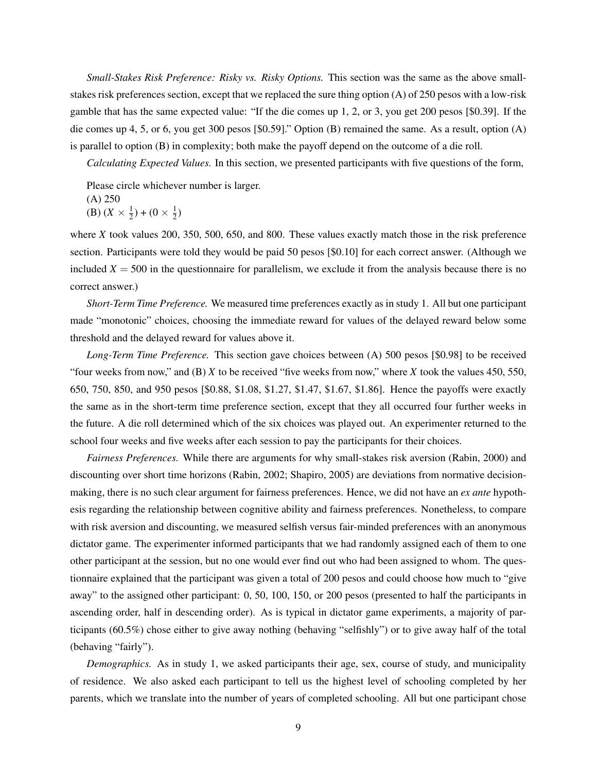*Small-Stakes Risk Preference: Risky vs. Risky Options.* This section was the same as the above small-stakes risk preferences section, except that we replaced the sure thing option (A) of 250 pesos with a low-risk gamble that has the same expected value: "If the die comes up 1, 2, or 3, you get 200 pesos [$0.39]. If the die comes up 4, 5, or 6, you get 300 pesos [$0.59]." Option (B) remained the same. As a result, option (A) is parallel to option (B) in complexity; both make the payoff depend on the outcome of a die roll.

*Calculating Expected Values.* In this section, we presented participants with five questions of the form,

> Please circle whichever number is larger.
> (A) 250
> (B) $(X \times \frac{1}{2}) + (0 \times \frac{1}{2})$

where $X$ took values 200, 350, 500, 650, and 800. These values exactly match those in the risk preference section. Participants were told they would be paid 50 pesos [$0.10] for each correct answer. (Although we included $X = 500$ in the questionnaire for parallelism, we exclude it from the analysis because there is no correct answer.)

*Short-Term Time Preference.* We measured time preferences exactly as in study 1. All but one participant made "monotonic" choices, choosing the immediate reward for values of the delayed reward below some threshold and the delayed reward for values above it.

*Long-Term Time Preference.* This section gave choices between (A) 500 pesos [$0.98] to be received "four weeks from now," and (B) $X$ to be received "five weeks from now," where $X$ took the values 450, 550, 650, 750, 850, and 950 pesos [$0.88, $1.08, $1.27, $1.47, $1.67, $1.86]. Hence the payoffs were exactly the same as in the short-term time preference section, except that they all occurred four further weeks in the future. A die roll determined which of the six choices was played out. An experimenter returned to the school four weeks and five weeks after each session to pay the participants for their choices.

*Fairness Preferences.* While there are arguments for why small-stakes risk aversion (Rabin, 2000) and discounting over short time horizons (Rabin, 2002; Shapiro, 2005) are deviations from normative decision-making, there is no such clear argument for fairness preferences. Hence, we did not have an *ex ante* hypothesis regarding the relationship between cognitive ability and fairness preferences. Nonetheless, to compare with risk aversion and discounting, we measured selfish versus fair-minded preferences with an anonymous dictator game. The experimenter informed participants that we had randomly assigned each of them to one other participant at the session, but no one would ever find out who had been assigned to whom. The questionnaire explained that the participant was given a total of 200 pesos and could choose how much to "give away" to the assigned other participant: 0, 50, 100, 150, or 200 pesos (presented to half the participants in ascending order, half in descending order). As is typical in dictator game experiments, a majority of participants (60.5%) chose either to give away nothing (behaving "selfishly") or to give away half of the total (behaving "fairly").

*Demographics.* As in study 1, we asked participants their age, sex, course of study, and municipality of residence. We also asked each participant to tell us the highest level of schooling completed by her parents, which we translate into the number of years of completed schooling. All but one participant chose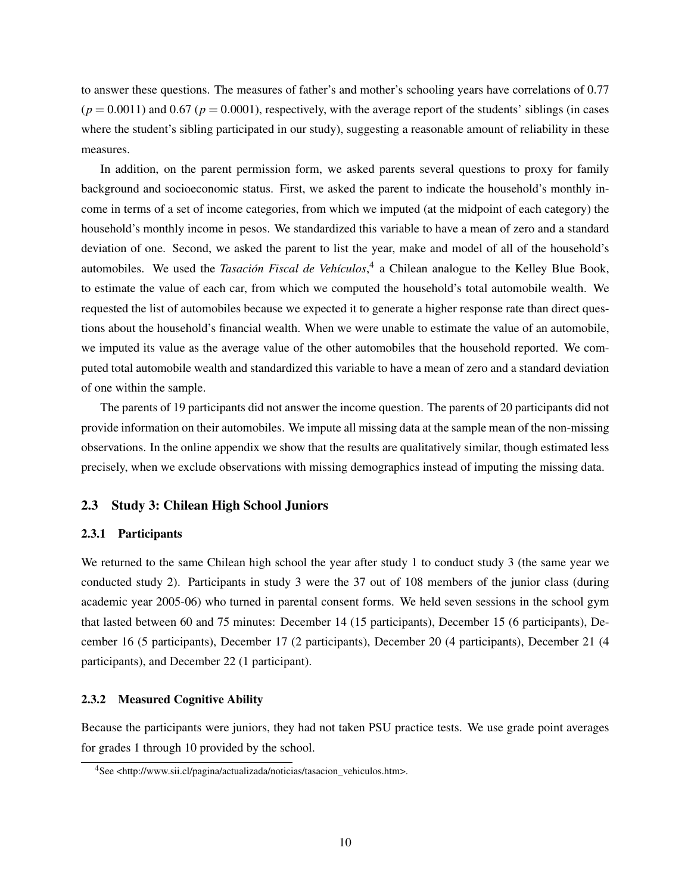to answer these questions. The measures of father's and mother's schooling years have correlations of 0.77 ($p = 0.0011$) and 0.67 ($p = 0.0001$), respectively, with the average report of the students' siblings (in cases where the student's sibling participated in our study), suggesting a reasonable amount of reliability in these measures.

In addition, on the parent permission form, we asked parents several questions to proxy for family background and socioeconomic status. First, we asked the parent to indicate the household's monthly income in terms of a set of income categories, from which we imputed (at the midpoint of each category) the household's monthly income in pesos. We standardized this variable to have a mean of zero and a standard deviation of one. Second, we asked the parent to list the year, make and model of all of the household's automobiles. We used the *Tasación Fiscal de Vehículos*,[4] a Chilean analogue to the Kelley Blue Book, to estimate the value of each car, from which we computed the household's total automobile wealth. We requested the list of automobiles because we expected it to generate a higher response rate than direct questions about the household's financial wealth. When we were unable to estimate the value of an automobile, we imputed its value as the average value of the other automobiles that the household reported. We computed total automobile wealth and standardized this variable to have a mean of zero and a standard deviation of one within the sample.

The parents of 19 participants did not answer the income question. The parents of 20 participants did not provide information on their automobiles. We impute all missing data at the sample mean of the non-missing observations. In the online appendix we show that the results are qualitatively similar, though estimated less precisely, when we exclude observations with missing demographics instead of imputing the missing data.

## 2.3 Study 3: Chilean High School Juniors

### 2.3.1 Participants

We returned to the same Chilean high school the year after study 1 to conduct study 3 (the same year we conducted study 2). Participants in study 3 were the 37 out of 108 members of the junior class (during academic year 2005-06) who turned in parental consent forms. We held seven sessions in the school gym that lasted between 60 and 75 minutes: December 14 (15 participants), December 15 (6 participants), December 16 (5 participants), December 17 (2 participants), December 20 (4 participants), December 21 (4 participants), and December 22 (1 participant).

### 2.3.2 Measured Cognitive Ability

Because the participants were juniors, they had not taken PSU practice tests. We use grade point averages for grades 1 through 10 provided by the school.

[4] See <http://www.sii.cl/pagina/actualizada/noticias/tasacion_vehiculos.htm>.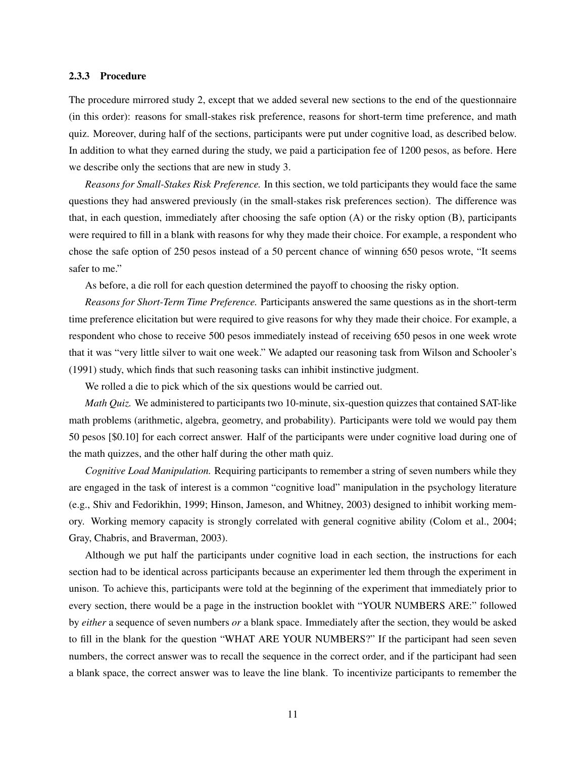### 2.3.3 Procedure

The procedure mirrored study 2, except that we added several new sections to the end of the questionnaire (in this order): reasons for small-stakes risk preference, reasons for short-term time preference, and math quiz. Moreover, during half of the sections, participants were put under cognitive load, as described below. In addition to what they earned during the study, we paid a participation fee of 1200 pesos, as before. Here we describe only the sections that are new in study 3.

*Reasons for Small-Stakes Risk Preference.* In this section, we told participants they would face the same questions they had answered previously (in the small-stakes risk preferences section). The difference was that, in each question, immediately after choosing the safe option (A) or the risky option (B), participants were required to fill in a blank with reasons for why they made their choice. For example, a respondent who chose the safe option of 250 pesos instead of a 50 percent chance of winning 650 pesos wrote, "It seems safer to me."

As before, a die roll for each question determined the payoff to choosing the risky option.

*Reasons for Short-Term Time Preference.* Participants answered the same questions as in the short-term time preference elicitation but were required to give reasons for why they made their choice. For example, a respondent who chose to receive 500 pesos immediately instead of receiving 650 pesos in one week wrote that it was "very little silver to wait one week." We adapted our reasoning task from Wilson and Schooler's (1991) study, which finds that such reasoning tasks can inhibit instinctive judgment.

We rolled a die to pick which of the six questions would be carried out.

*Math Quiz.* We administered to participants two 10-minute, six-question quizzes that contained SAT-like math problems (arithmetic, algebra, geometry, and probability). Participants were told we would pay them 50 pesos [$0.10] for each correct answer. Half of the participants were under cognitive load during one of the math quizzes, and the other half during the other math quiz.

*Cognitive Load Manipulation.* Requiring participants to remember a string of seven numbers while they are engaged in the task of interest is a common "cognitive load" manipulation in the psychology literature (e.g., Shiv and Fedorikhin, 1999; Hinson, Jameson, and Whitney, 2003) designed to inhibit working memory. Working memory capacity is strongly correlated with general cognitive ability (Colom et al., 2004; Gray, Chabris, and Braverman, 2003).

Although we put half the participants under cognitive load in each section, the instructions for each section had to be identical across participants because an experimenter led them through the experiment in unison. To achieve this, participants were told at the beginning of the experiment that immediately prior to every section, there would be a page in the instruction booklet with "YOUR NUMBERS ARE:" followed by *either* a sequence of seven numbers *or* a blank space. Immediately after the section, they would be asked to fill in the blank for the question "WHAT ARE YOUR NUMBERS?" If the participant had seen seven numbers, the correct answer was to recall the sequence in the correct order, and if the participant had seen a blank space, the correct answer was to leave the line blank. To incentivize participants to remember the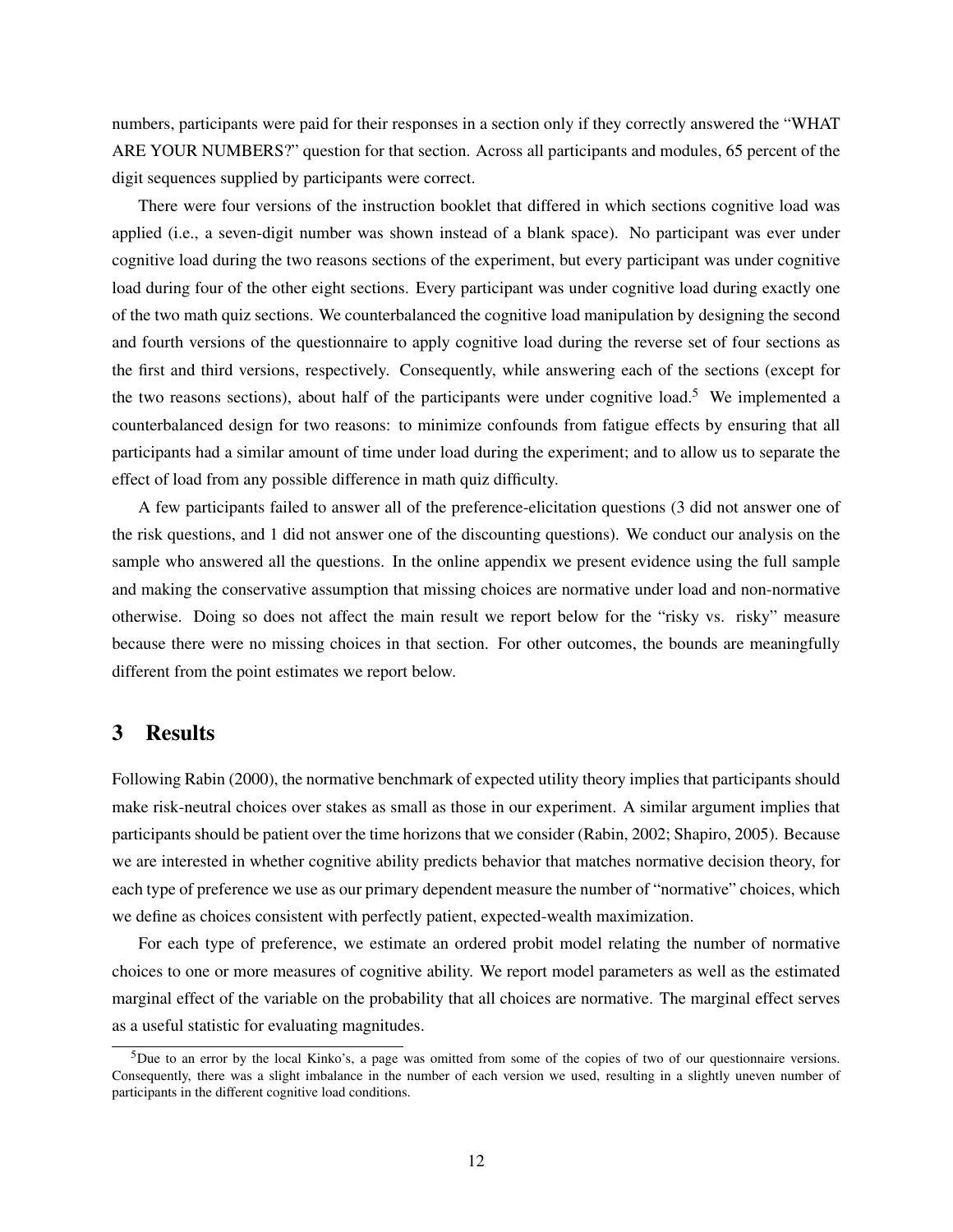numbers, participants were paid for their responses in a section only if they correctly answered the "WHAT ARE YOUR NUMBERS?" question for that section. Across all participants and modules, 65 percent of the digit sequences supplied by participants were correct.

There were four versions of the instruction booklet that differed in which sections cognitive load was applied (i.e., a seven-digit number was shown instead of a blank space). No participant was ever under cognitive load during the two reasons sections of the experiment, but every participant was under cognitive load during four of the other eight sections. Every participant was under cognitive load during exactly one of the two math quiz sections. We counterbalanced the cognitive load manipulation by designing the second and fourth versions of the questionnaire to apply cognitive load during the reverse set of four sections as the first and third versions, respectively. Consequently, while answering each of the sections (except for the two reasons sections), about half of the participants were under cognitive load.[5] We implemented a counterbalanced design for two reasons: to minimize confounds from fatigue effects by ensuring that all participants had a similar amount of time under load during the experiment; and to allow us to separate the effect of load from any possible difference in math quiz difficulty.

A few participants failed to answer all of the preference-elicitation questions (3 did not answer one of the risk questions, and 1 did not answer one of the discounting questions). We conduct our analysis on the sample who answered all the questions. In the online appendix we present evidence using the full sample and making the conservative assumption that missing choices are normative under load and non-normative otherwise. Doing so does not affect the main result we report below for the "risky vs. risky" measure because there were no missing choices in that section. For other outcomes, the bounds are meaningfully different from the point estimates we report below.

## 3 Results

Following Rabin (2000), the normative benchmark of expected utility theory implies that participants should make risk-neutral choices over stakes as small as those in our experiment. A similar argument implies that participants should be patient over the time horizons that we consider (Rabin, 2002; Shapiro, 2005). Because we are interested in whether cognitive ability predicts behavior that matches normative decision theory, for each type of preference we use as our primary dependent measure the number of "normative" choices, which we define as choices consistent with perfectly patient, expected-wealth maximization.

For each type of preference, we estimate an ordered probit model relating the number of normative choices to one or more measures of cognitive ability. We report model parameters as well as the estimated marginal effect of the variable on the probability that all choices are normative. The marginal effect serves as a useful statistic for evaluating magnitudes.

[5] Due to an error by the local Kinko's, a page was omitted from some of the copies of two of our questionnaire versions. Consequently, there was a slight imbalance in the number of each version we used, resulting in a slightly uneven number of participants in the different cognitive load conditions.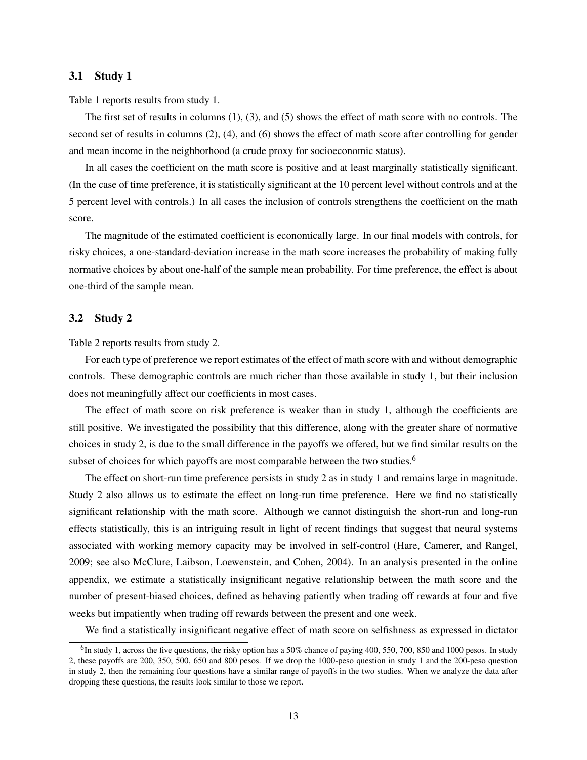### 3.1 Study 1

Table 1 reports results from study 1.

The first set of results in columns (1), (3), and (5) shows the effect of math score with no controls. The second set of results in columns (2), (4), and (6) shows the effect of math score after controlling for gender and mean income in the neighborhood (a crude proxy for socioeconomic status).

In all cases the coefficient on the math score is positive and at least marginally statistically significant. (In the case of time preference, it is statistically significant at the 10 percent level without controls and at the 5 percent level with controls.) In all cases the inclusion of controls strengthens the coefficient on the math score.

The magnitude of the estimated coefficient is economically large. In our final models with controls, for risky choices, a one-standard-deviation increase in the math score increases the probability of making fully normative choices by about one-half of the sample mean probability. For time preference, the effect is about one-third of the sample mean.

### 3.2 Study 2

Table 2 reports results from study 2.

For each type of preference we report estimates of the effect of math score with and without demographic controls. These demographic controls are much richer than those available in study 1, but their inclusion does not meaningfully affect our coefficients in most cases.

The effect of math score on risk preference is weaker than in study 1, although the coefficients are still positive. We investigated the possibility that this difference, along with the greater share of normative choices in study 2, is due to the small difference in the payoffs we offered, but we find similar results on the subset of choices for which payoffs are most comparable between the two studies.[6]

The effect on short-run time preference persists in study 2 as in study 1 and remains large in magnitude. Study 2 also allows us to estimate the effect on long-run time preference. Here we find no statistically significant relationship with the math score. Although we cannot distinguish the short-run and long-run effects statistically, this is an intriguing result in light of recent findings that suggest that neural systems associated with working memory capacity may be involved in self-control (Hare, Camerer, and Rangel, 2009; see also McClure, Laibson, Loewenstein, and Cohen, 2004). In an analysis presented in the online appendix, we estimate a statistically insignificant negative relationship between the math score and the number of present-biased choices, defined as behaving patiently when trading off rewards at four and five weeks but impatiently when trading off rewards between the present and one week.

We find a statistically insignificant negative effect of math score on selfishness as expressed in dictator

---

[6] In study 1, across the five questions, the risky option has a 50% chance of paying 400, 550, 700, 850 and 1000 pesos. In study 2, these payoffs are 200, 350, 500, 650 and 800 pesos. If we drop the 1000-peso question in study 1 and the 200-peso question in study 2, then the remaining four questions have a similar range of payoffs in the two studies. When we analyze the data after dropping these questions, the results look similar to those we report.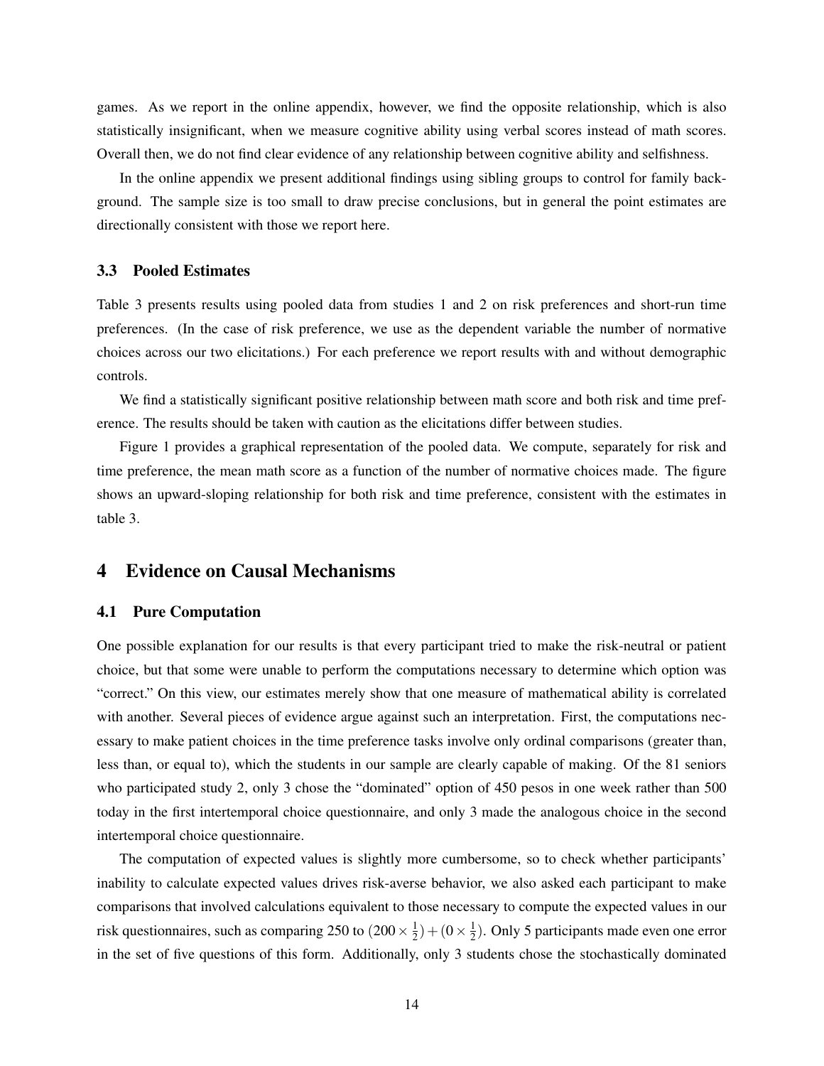games. As we report in the online appendix, however, we find the opposite relationship, which is also statistically insignificant, when we measure cognitive ability using verbal scores instead of math scores. Overall then, we do not find clear evidence of any relationship between cognitive ability and selfishness.

In the online appendix we present additional findings using sibling groups to control for family background. The sample size is too small to draw precise conclusions, but in general the point estimates are directionally consistent with those we report here.

### 3.3 Pooled Estimates

Table 3 presents results using pooled data from studies 1 and 2 on risk preferences and short-run time preferences. (In the case of risk preference, we use as the dependent variable the number of normative choices across our two elicitations.) For each preference we report results with and without demographic controls.

We find a statistically significant positive relationship between math score and both risk and time preference. The results should be taken with caution as the elicitations differ between studies.

Figure 1 provides a graphical representation of the pooled data. We compute, separately for risk and time preference, the mean math score as a function of the number of normative choices made. The figure shows an upward-sloping relationship for both risk and time preference, consistent with the estimates in table 3.

## 4 Evidence on Causal Mechanisms

### 4.1 Pure Computation

One possible explanation for our results is that every participant tried to make the risk-neutral or patient choice, but that some were unable to perform the computations necessary to determine which option was "correct." On this view, our estimates merely show that one measure of mathematical ability is correlated with another. Several pieces of evidence argue against such an interpretation. First, the computations necessary to make patient choices in the time preference tasks involve only ordinal comparisons (greater than, less than, or equal to), which the students in our sample are clearly capable of making. Of the 81 seniors who participated study 2, only 3 chose the "dominated" option of 450 pesos in one week rather than 500 today in the first intertemporal choice questionnaire, and only 3 made the analogous choice in the second intertemporal choice questionnaire.

The computation of expected values is slightly more cumbersome, so to check whether participants' inability to calculate expected values drives risk-averse behavior, we also asked each participant to make comparisons that involved calculations equivalent to those necessary to compute the expected values in our risk questionnaires, such as comparing 250 to $(200 \times \frac{1}{2}) + (0 \times \frac{1}{2})$. Only 5 participants made even one error in the set of five questions of this form. Additionally, only 3 students chose the stochastically dominated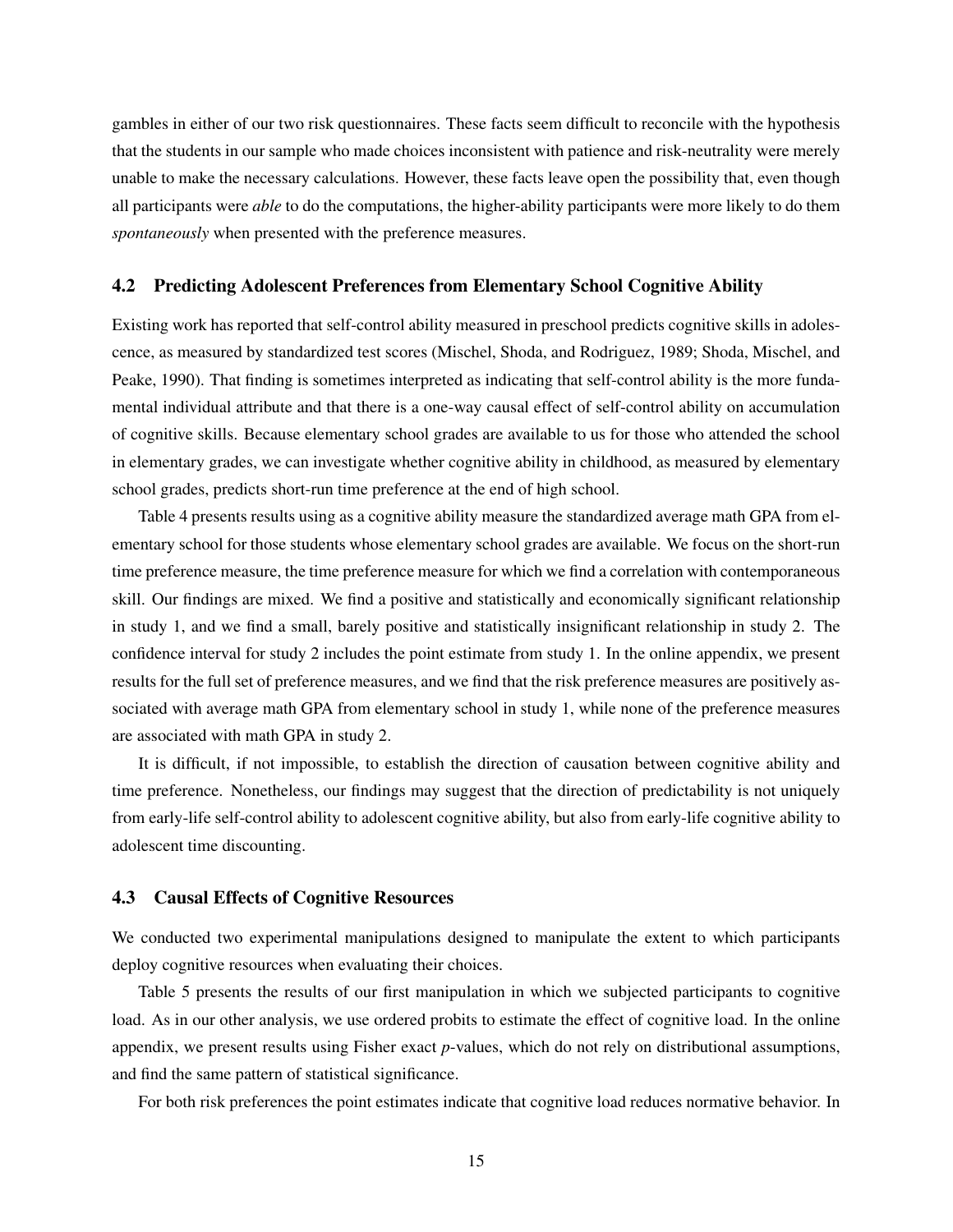gambles in either of our two risk questionnaires. These facts seem difficult to reconcile with the hypothesis that the students in our sample who made choices inconsistent with patience and risk-neutrality were merely unable to make the necessary calculations. However, these facts leave open the possibility that, even though all participants were *able* to do the computations, the higher-ability participants were more likely to do them *spontaneously* when presented with the preference measures.

### 4.2 Predicting Adolescent Preferences from Elementary School Cognitive Ability

Existing work has reported that self-control ability measured in preschool predicts cognitive skills in adolescence, as measured by standardized test scores (Mischel, Shoda, and Rodriguez, 1989; Shoda, Mischel, and Peake, 1990). That finding is sometimes interpreted as indicating that self-control ability is the more fundamental individual attribute and that there is a one-way causal effect of self-control ability on accumulation of cognitive skills. Because elementary school grades are available to us for those who attended the school in elementary grades, we can investigate whether cognitive ability in childhood, as measured by elementary school grades, predicts short-run time preference at the end of high school.

Table 4 presents results using as a cognitive ability measure the standardized average math GPA from elementary school for those students whose elementary school grades are available. We focus on the short-run time preference measure, the time preference measure for which we find a correlation with contemporaneous skill. Our findings are mixed. We find a positive and statistically and economically significant relationship in study 1, and we find a small, barely positive and statistically insignificant relationship in study 2. The confidence interval for study 2 includes the point estimate from study 1. In the online appendix, we present results for the full set of preference measures, and we find that the risk preference measures are positively associated with average math GPA from elementary school in study 1, while none of the preference measures are associated with math GPA in study 2.

It is difficult, if not impossible, to establish the direction of causation between cognitive ability and time preference. Nonetheless, our findings may suggest that the direction of predictability is not uniquely from early-life self-control ability to adolescent cognitive ability, but also from early-life cognitive ability to adolescent time discounting.

### 4.3 Causal Effects of Cognitive Resources

We conducted two experimental manipulations designed to manipulate the extent to which participants deploy cognitive resources when evaluating their choices.

Table 5 presents the results of our first manipulation in which we subjected participants to cognitive load. As in our other analysis, we use ordered probits to estimate the effect of cognitive load. In the online appendix, we present results using Fisher exact $p$-values, which do not rely on distributional assumptions, and find the same pattern of statistical significance.

For both risk preferences the point estimates indicate that cognitive load reduces normative behavior. In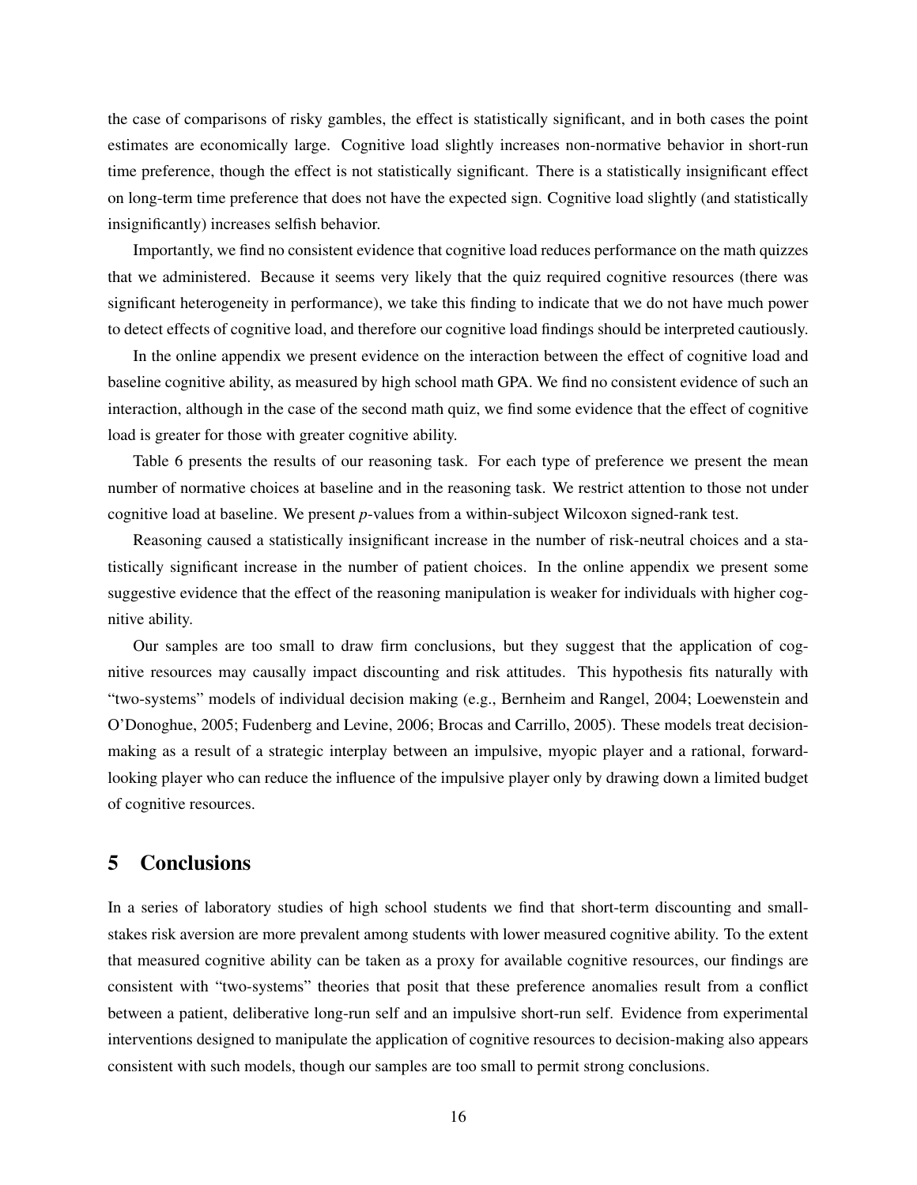the case of comparisons of risky gambles, the effect is statistically significant, and in both cases the point estimates are economically large. Cognitive load slightly increases non-normative behavior in short-run time preference, though the effect is not statistically significant. There is a statistically insignificant effect on long-term time preference that does not have the expected sign. Cognitive load slightly (and statistically insignificantly) increases selfish behavior.

Importantly, we find no consistent evidence that cognitive load reduces performance on the math quizzes that we administered. Because it seems very likely that the quiz required cognitive resources (there was significant heterogeneity in performance), we take this finding to indicate that we do not have much power to detect effects of cognitive load, and therefore our cognitive load findings should be interpreted cautiously.

In the online appendix we present evidence on the interaction between the effect of cognitive load and baseline cognitive ability, as measured by high school math GPA. We find no consistent evidence of such an interaction, although in the case of the second math quiz, we find some evidence that the effect of cognitive load is greater for those with greater cognitive ability.

Table 6 presents the results of our reasoning task. For each type of preference we present the mean number of normative choices at baseline and in the reasoning task. We restrict attention to those not under cognitive load at baseline. We present *p*-values from a within-subject Wilcoxon signed-rank test.

Reasoning caused a statistically insignificant increase in the number of risk-neutral choices and a statistically significant increase in the number of patient choices. In the online appendix we present some suggestive evidence that the effect of the reasoning manipulation is weaker for individuals with higher cognitive ability.

Our samples are too small to draw firm conclusions, but they suggest that the application of cognitive resources may causally impact discounting and risk attitudes. This hypothesis fits naturally with "two-systems" models of individual decision making (e.g., Bernheim and Rangel, 2004; Loewenstein and O'Donoghue, 2005; Fudenberg and Levine, 2006; Brocas and Carrillo, 2005). These models treat decision-making as a result of a strategic interplay between an impulsive, myopic player and a rational, forward-looking player who can reduce the influence of the impulsive player only by drawing down a limited budget of cognitive resources.

## 5 Conclusions

In a series of laboratory studies of high school students we find that short-term discounting and small-stakes risk aversion are more prevalent among students with lower measured cognitive ability. To the extent that measured cognitive ability can be taken as a proxy for available cognitive resources, our findings are consistent with "two-systems" theories that posit that these preference anomalies result from a conflict between a patient, deliberative long-run self and an impulsive short-run self. Evidence from experimental interventions designed to manipulate the application of cognitive resources to decision-making also appears consistent with such models, though our samples are too small to permit strong conclusions.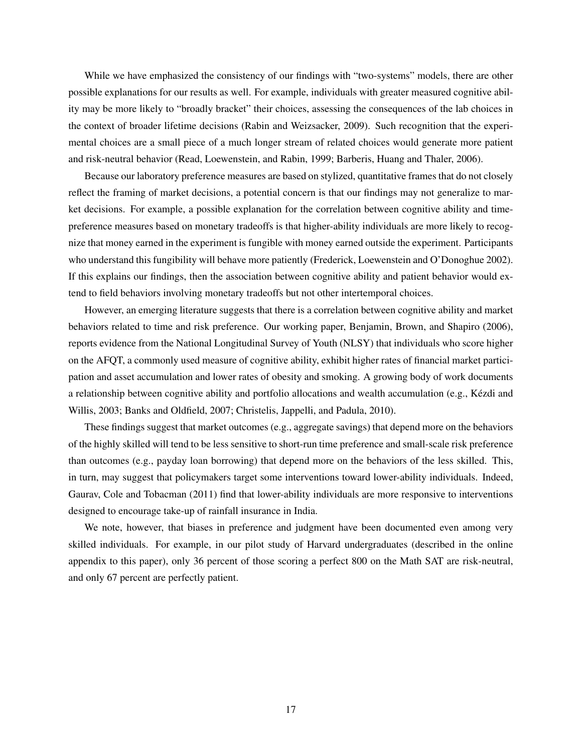While we have emphasized the consistency of our findings with "two-systems" models, there are other possible explanations for our results as well. For example, individuals with greater measured cognitive ability may be more likely to "broadly bracket" their choices, assessing the consequences of the lab choices in the context of broader lifetime decisions (Rabin and Weizsacker, 2009). Such recognition that the experimental choices are a small piece of a much longer stream of related choices would generate more patient and risk-neutral behavior (Read, Loewenstein, and Rabin, 1999; Barberis, Huang and Thaler, 2006).

Because our laboratory preference measures are based on stylized, quantitative frames that do not closely reflect the framing of market decisions, a potential concern is that our findings may not generalize to market decisions. For example, a possible explanation for the correlation between cognitive ability and time-preference measures based on monetary tradeoffs is that higher-ability individuals are more likely to recognize that money earned in the experiment is fungible with money earned outside the experiment. Participants who understand this fungibility will behave more patiently (Frederick, Loewenstein and O'Donoghue 2002). If this explains our findings, then the association between cognitive ability and patient behavior would extend to field behaviors involving monetary tradeoffs but not other intertemporal choices.

However, an emerging literature suggests that there is a correlation between cognitive ability and market behaviors related to time and risk preference. Our working paper, Benjamin, Brown, and Shapiro (2006), reports evidence from the National Longitudinal Survey of Youth (NLSY) that individuals who score higher on the AFQT, a commonly used measure of cognitive ability, exhibit higher rates of financial market participation and asset accumulation and lower rates of obesity and smoking. A growing body of work documents a relationship between cognitive ability and portfolio allocations and wealth accumulation (e.g., Kézdi and Willis, 2003; Banks and Oldfield, 2007; Christelis, Jappelli, and Padula, 2010).

These findings suggest that market outcomes (e.g., aggregate savings) that depend more on the behaviors of the highly skilled will tend to be less sensitive to short-run time preference and small-scale risk preference than outcomes (e.g., payday loan borrowing) that depend more on the behaviors of the less skilled. This, in turn, may suggest that policymakers target some interventions toward lower-ability individuals. Indeed, Gaurav, Cole and Tobacman (2011) find that lower-ability individuals are more responsive to interventions designed to encourage take-up of rainfall insurance in India.

We note, however, that biases in preference and judgment have been documented even among very skilled individuals. For example, in our pilot study of Harvard undergraduates (described in the online appendix to this paper), only 36 percent of those scoring a perfect 800 on the Math SAT are risk-neutral, and only 67 percent are perfectly patient.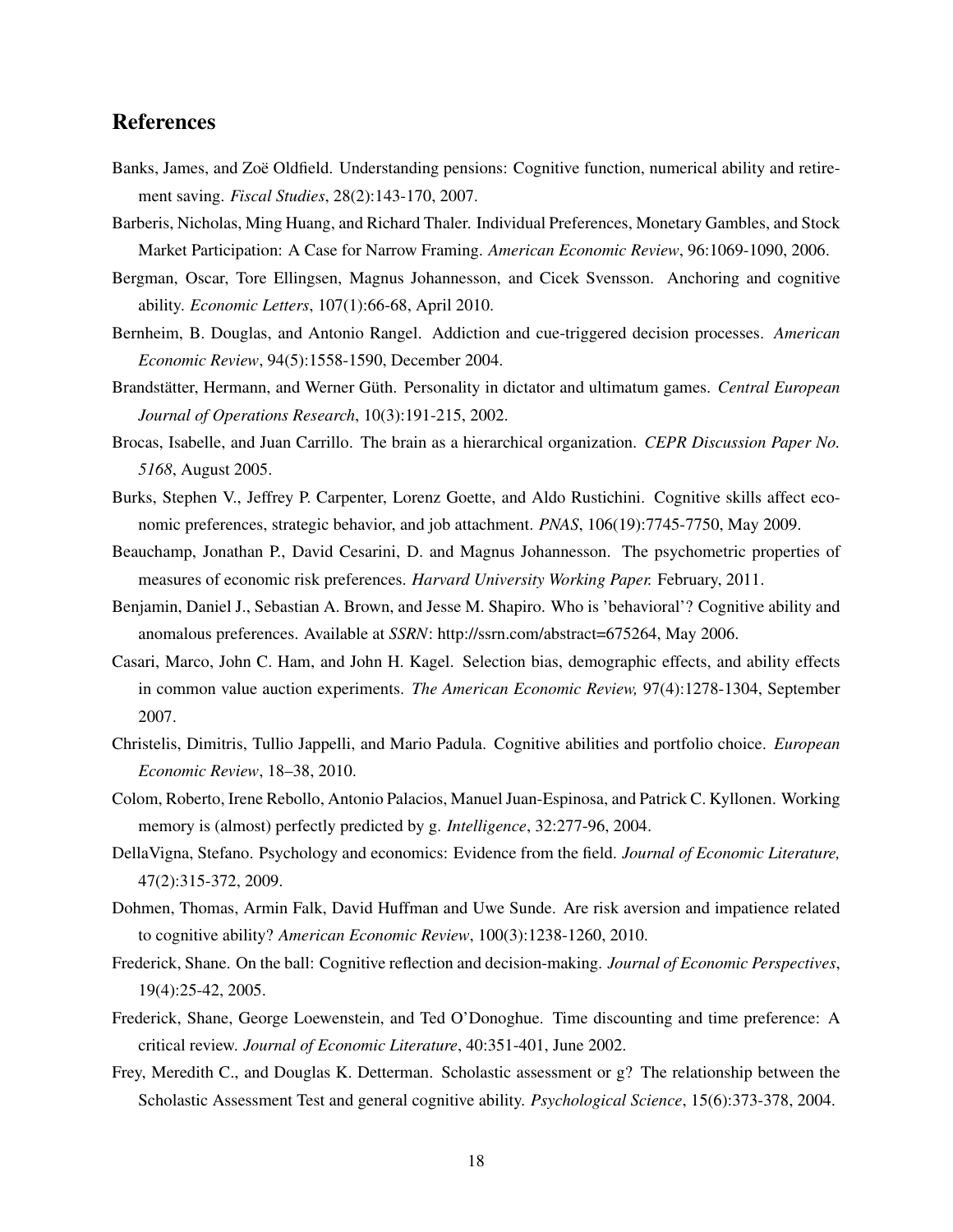## References

Banks, James, and Zoë Oldfield. Understanding pensions: Cognitive function, numerical ability and retirement saving. *Fiscal Studies*, 28(2):143-170, 2007.

Barberis, Nicholas, Ming Huang, and Richard Thaler. Individual Preferences, Monetary Gambles, and Stock Market Participation: A Case for Narrow Framing. *American Economic Review*, 96:1069-1090, 2006.

Bergman, Oscar, Tore Ellingsen, Magnus Johannesson, and Cicek Svensson. Anchoring and cognitive ability. *Economic Letters*, 107(1):66-68, April 2010.

Bernheim, B. Douglas, and Antonio Rangel. Addiction and cue-triggered decision processes. *American Economic Review*, 94(5):1558-1590, December 2004.

Brandstätter, Hermann, and Werner Güth. Personality in dictator and ultimatum games. *Central European Journal of Operations Research*, 10(3):191-215, 2002.

Brocas, Isabelle, and Juan Carrillo. The brain as a hierarchical organization. *CEPR Discussion Paper No. 5168*, August 2005.

Burks, Stephen V., Jeffrey P. Carpenter, Lorenz Goette, and Aldo Rustichini. Cognitive skills affect economic preferences, strategic behavior, and job attachment. *PNAS*, 106(19):7745-7750, May 2009.

Beauchamp, Jonathan P., David Cesarini, D. and Magnus Johannesson. The psychometric properties of measures of economic risk preferences. *Harvard University Working Paper.* February, 2011.

Benjamin, Daniel J., Sebastian A. Brown, and Jesse M. Shapiro. Who is 'behavioral'? Cognitive ability and anomalous preferences. Available at *SSRN*: http://ssrn.com/abstract=675264, May 2006.

Casari, Marco, John C. Ham, and John H. Kagel. Selection bias, demographic effects, and ability effects in common value auction experiments. *The American Economic Review,* 97(4):1278-1304, September 2007.

Christelis, Dimitris, Tullio Jappelli, and Mario Padula. Cognitive abilities and portfolio choice. *European Economic Review*, 18–38, 2010.

Colom, Roberto, Irene Rebollo, Antonio Palacios, Manuel Juan-Espinosa, and Patrick C. Kyllonen. Working memory is (almost) perfectly predicted by g. *Intelligence*, 32:277-96, 2004.

DellaVigna, Stefano. Psychology and economics: Evidence from the field. *Journal of Economic Literature,* 47(2):315-372, 2009.

Dohmen, Thomas, Armin Falk, David Huffman and Uwe Sunde. Are risk aversion and impatience related to cognitive ability? *American Economic Review*, 100(3):1238-1260, 2010.

Frederick, Shane. On the ball: Cognitive reflection and decision-making. *Journal of Economic Perspectives*, 19(4):25-42, 2005.

Frederick, Shane, George Loewenstein, and Ted O'Donoghue. Time discounting and time preference: A critical review. *Journal of Economic Literature*, 40:351-401, June 2002.

Frey, Meredith C., and Douglas K. Detterman. Scholastic assessment or g? The relationship between the Scholastic Assessment Test and general cognitive ability. *Psychological Science*, 15(6):373-378, 2004.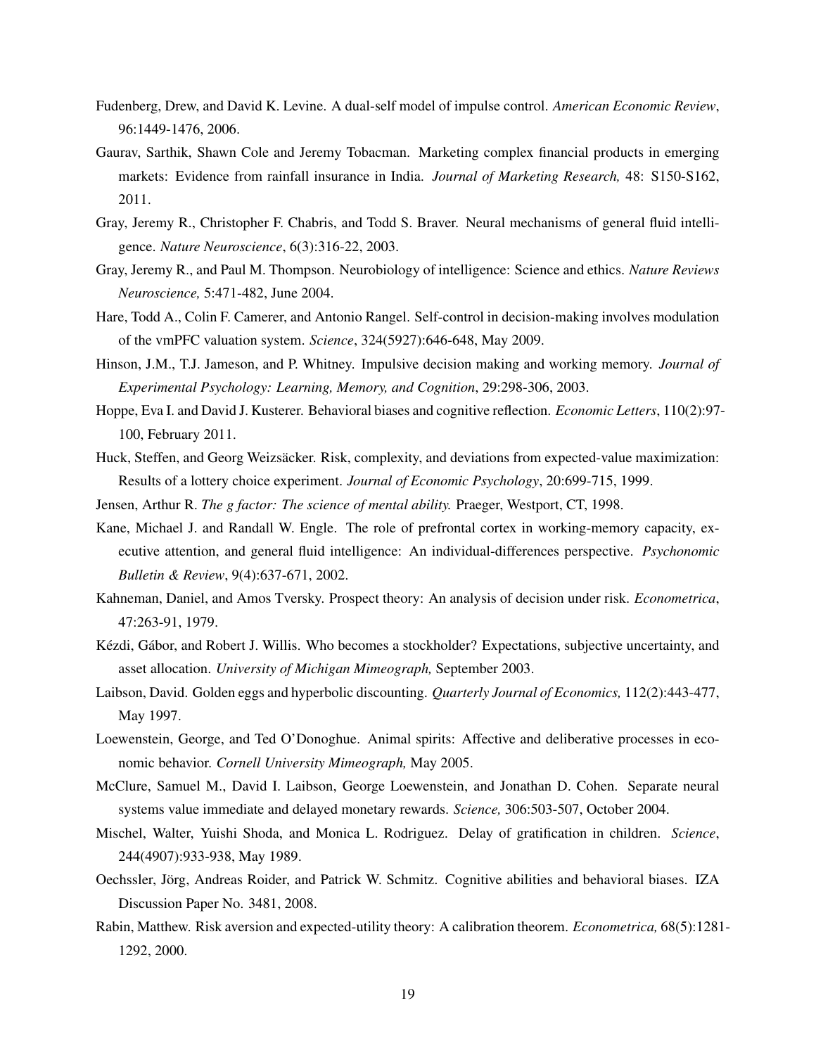Fudenberg, Drew, and David K. Levine. A dual-self model of impulse control. *American Economic Review*, 96:1449-1476, 2006.

Gaurav, Sarthik, Shawn Cole and Jeremy Tobacman. Marketing complex financial products in emerging markets: Evidence from rainfall insurance in India. *Journal of Marketing Research,* 48: S150-S162, 2011.

Gray, Jeremy R., Christopher F. Chabris, and Todd S. Braver. Neural mechanisms of general fluid intelligence. *Nature Neuroscience*, 6(3):316-22, 2003.

Gray, Jeremy R., and Paul M. Thompson. Neurobiology of intelligence: Science and ethics. *Nature Reviews Neuroscience,* 5:471-482, June 2004.

Hare, Todd A., Colin F. Camerer, and Antonio Rangel. Self-control in decision-making involves modulation of the vmPFC valuation system. *Science*, 324(5927):646-648, May 2009.

Hinson, J.M., T.J. Jameson, and P. Whitney. Impulsive decision making and working memory. *Journal of Experimental Psychology: Learning, Memory, and Cognition*, 29:298-306, 2003.

Hoppe, Eva I. and David J. Kusterer. Behavioral biases and cognitive reflection. *Economic Letters*, 110(2):97-100, February 2011.

Huck, Steffen, and Georg Weizsäcker. Risk, complexity, and deviations from expected-value maximization: Results of a lottery choice experiment. *Journal of Economic Psychology*, 20:699-715, 1999.

Jensen, Arthur R. *The g factor: The science of mental ability.* Praeger, Westport, CT, 1998.

Kane, Michael J. and Randall W. Engle. The role of prefrontal cortex in working-memory capacity, executive attention, and general fluid intelligence: An individual-differences perspective. *Psychonomic Bulletin & Review*, 9(4):637-671, 2002.

Kahneman, Daniel, and Amos Tversky. Prospect theory: An analysis of decision under risk. *Econometrica*, 47:263-91, 1979.

Kézdi, Gábor, and Robert J. Willis. Who becomes a stockholder? Expectations, subjective uncertainty, and asset allocation. *University of Michigan Mimeograph,* September 2003.

Laibson, David. Golden eggs and hyperbolic discounting. *Quarterly Journal of Economics,* 112(2):443-477, May 1997.

Loewenstein, George, and Ted O'Donoghue. Animal spirits: Affective and deliberative processes in economic behavior. *Cornell University Mimeograph,* May 2005.

McClure, Samuel M., David I. Laibson, George Loewenstein, and Jonathan D. Cohen. Separate neural systems value immediate and delayed monetary rewards. *Science,* 306:503-507, October 2004.

Mischel, Walter, Yuishi Shoda, and Monica L. Rodriguez. Delay of gratification in children. *Science*, 244(4907):933-938, May 1989.

Oechssler, Jörg, Andreas Roider, and Patrick W. Schmitz. Cognitive abilities and behavioral biases. IZA Discussion Paper No. 3481, 2008.

Rabin, Matthew. Risk aversion and expected-utility theory: A calibration theorem. *Econometrica,* 68(5):1281-1292, 2000.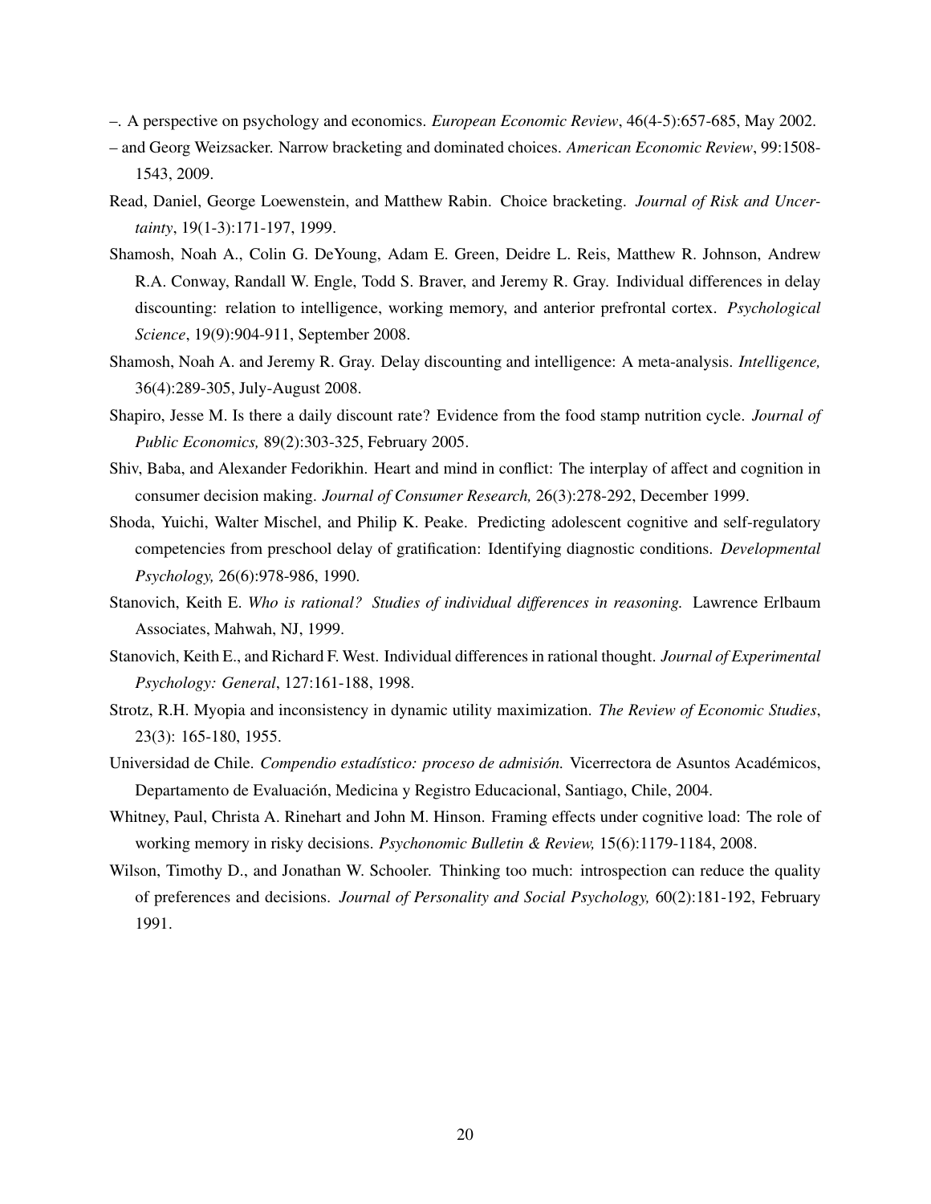–. A perspective on psychology and economics. *European Economic Review*, 46(4-5):657-685, May 2002.

– and Georg Weizsacker. Narrow bracketing and dominated choices. *American Economic Review*, 99:1508-1543, 2009.

Read, Daniel, George Loewenstein, and Matthew Rabin. Choice bracketing. *Journal of Risk and Uncertainty*, 19(1-3):171-197, 1999.

Shamosh, Noah A., Colin G. DeYoung, Adam E. Green, Deidre L. Reis, Matthew R. Johnson, Andrew R.A. Conway, Randall W. Engle, Todd S. Braver, and Jeremy R. Gray. Individual differences in delay discounting: relation to intelligence, working memory, and anterior prefrontal cortex. *Psychological Science*, 19(9):904-911, September 2008.

Shamosh, Noah A. and Jeremy R. Gray. Delay discounting and intelligence: A meta-analysis. *Intelligence,* 36(4):289-305, July-August 2008.

Shapiro, Jesse M. Is there a daily discount rate? Evidence from the food stamp nutrition cycle. *Journal of Public Economics,* 89(2):303-325, February 2005.

Shiv, Baba, and Alexander Fedorikhin. Heart and mind in conflict: The interplay of affect and cognition in consumer decision making. *Journal of Consumer Research,* 26(3):278-292, December 1999.

Shoda, Yuichi, Walter Mischel, and Philip K. Peake. Predicting adolescent cognitive and self-regulatory competencies from preschool delay of gratification: Identifying diagnostic conditions. *Developmental Psychology,* 26(6):978-986, 1990.

Stanovich, Keith E. *Who is rational? Studies of individual differences in reasoning.* Lawrence Erlbaum Associates, Mahwah, NJ, 1999.

Stanovich, Keith E., and Richard F. West. Individual differences in rational thought. *Journal of Experimental Psychology: General*, 127:161-188, 1998.

Strotz, R.H. Myopia and inconsistency in dynamic utility maximization. *The Review of Economic Studies*, 23(3): 165-180, 1955.

Universidad de Chile. *Compendio estadístico: proceso de admisión.* Vicerrectora de Asuntos Académicos, Departamento de Evaluación, Medicina y Registro Educacional, Santiago, Chile, 2004.

Whitney, Paul, Christa A. Rinehart and John M. Hinson. Framing effects under cognitive load: The role of working memory in risky decisions. *Psychonomic Bulletin & Review,* 15(6):1179-1184, 2008.

Wilson, Timothy D., and Jonathan W. Schooler. Thinking too much: introspection can reduce the quality of preferences and decisions. *Journal of Personality and Social Psychology,* 60(2):181-192, February 1991.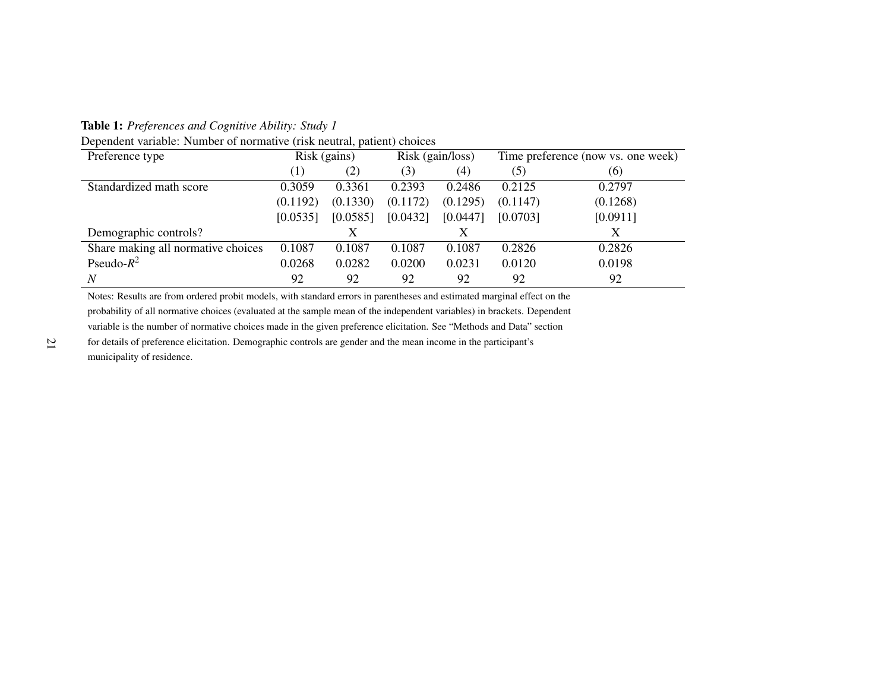**Table 1:** *Preferences and Cognitive Ability: Study 1*

Dependent variable: Number of normative (risk neutral, patient) choices

| Preference type | Risk (gains) | | Risk (gain/loss) | | Time preference (now vs. one week) | |
|---|---|---|---|---|---|---|
| | (1) | (2) | (3) | (4) | (5) | (6) |
| Standardized math score | 0.3059 | 0.3361 | 0.2393 | 0.2486 | 0.2125 | 0.2797 |
| | (0.1192) | (0.1330) | (0.1172) | (0.1295) | (0.1147) | (0.1268) |
| | [0.0535] | [0.0585] | [0.0432] | [0.0447] | [0.0703] | [0.0911] |
| Demographic controls? | | X | | X | | X |
| Share making all normative choices | 0.1087 | 0.1087 | 0.1087 | 0.1087 | 0.2826 | 0.2826 |
| Pseudo-$R^2$ | 0.0268 | 0.0282 | 0.0200 | 0.0231 | 0.0120 | 0.0198 |
| $N$ | 92 | 92 | 92 | 92 | 92 | 92 |

Notes: Results are from ordered probit models, with standard errors in parentheses and estimated marginal effect on the probability of all normative choices (evaluated at the sample mean of the independent variables) in brackets. Dependent variable is the number of normative choices made in the given preference elicitation. See "Methods and Data" section for details of preference elicitation. Demographic controls are gender and the mean income in the participant's municipality of residence.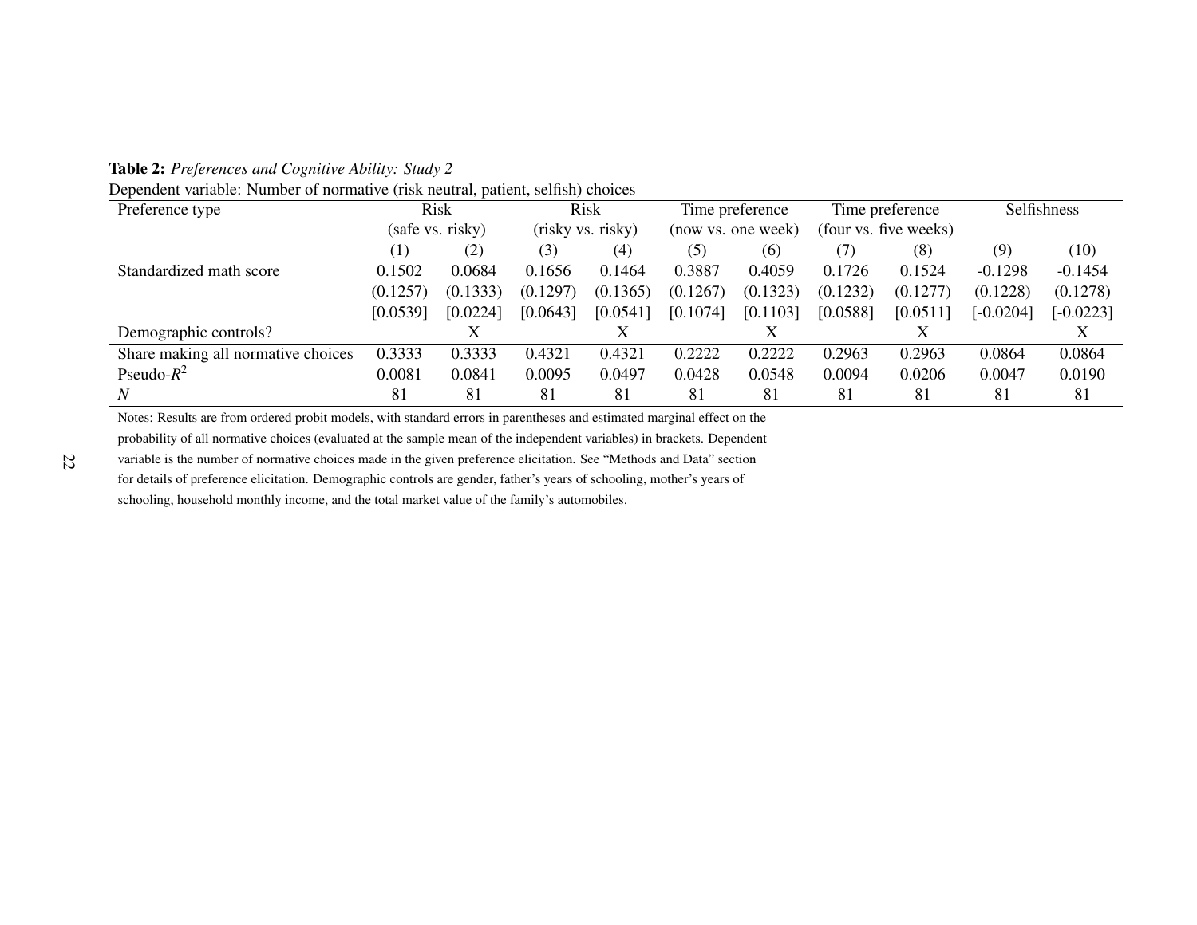**Table 2:** *Preferences and Cognitive Ability: Study 2*

Dependent variable: Number of normative (risk neutral, patient, selfish) choices

| Preference type | Risk (safe vs. risky) | | Risk (risky vs. risky) | | Time preference (now vs. one week) | | Time preference (four vs. five weeks) | | Selfishness | |
|---|---|---|---|---|---|---|---|---|---|---|
| | (1) | (2) | (3) | (4) | (5) | (6) | (7) | (8) | (9) | (10) |
| Standardized math score | 0.1502 | 0.0684 | 0.1656 | 0.1464 | 0.3887 | 0.4059 | 0.1726 | 0.1524 | -0.1298 | -0.1454 |
| | (0.1257) | (0.1333) | (0.1297) | (0.1365) | (0.1267) | (0.1323) | (0.1232) | (0.1277) | (0.1228) | (0.1278) |
| | [0.0539] | [0.0224] | [0.0643] | [0.0541] | [0.1074] | [0.1103] | [0.0588] | [0.0511] | [-0.0204] | [-0.0223] |
| Demographic controls? | | X | | X | | X | | X | | X |
| Share making all normative choices | 0.3333 | 0.3333 | 0.4321 | 0.4321 | 0.2222 | 0.2222 | 0.2963 | 0.2963 | 0.0864 | 0.0864 |
| Pseudo-$R^2$ | 0.0081 | 0.0841 | 0.0095 | 0.0497 | 0.0428 | 0.0548 | 0.0094 | 0.0206 | 0.0047 | 0.0190 |
| $N$ | 81 | 81 | 81 | 81 | 81 | 81 | 81 | 81 | 81 | 81 |

Notes: Results are from ordered probit models, with standard errors in parentheses and estimated marginal effect on the probability of all normative choices (evaluated at the sample mean of the independent variables) in brackets. Dependent variable is the number of normative choices made in the given preference elicitation. See "Methods and Data" section for details of preference elicitation. Demographic controls are gender, father's years of schooling, mother's years of schooling, household monthly income, and the total market value of the family's automobiles.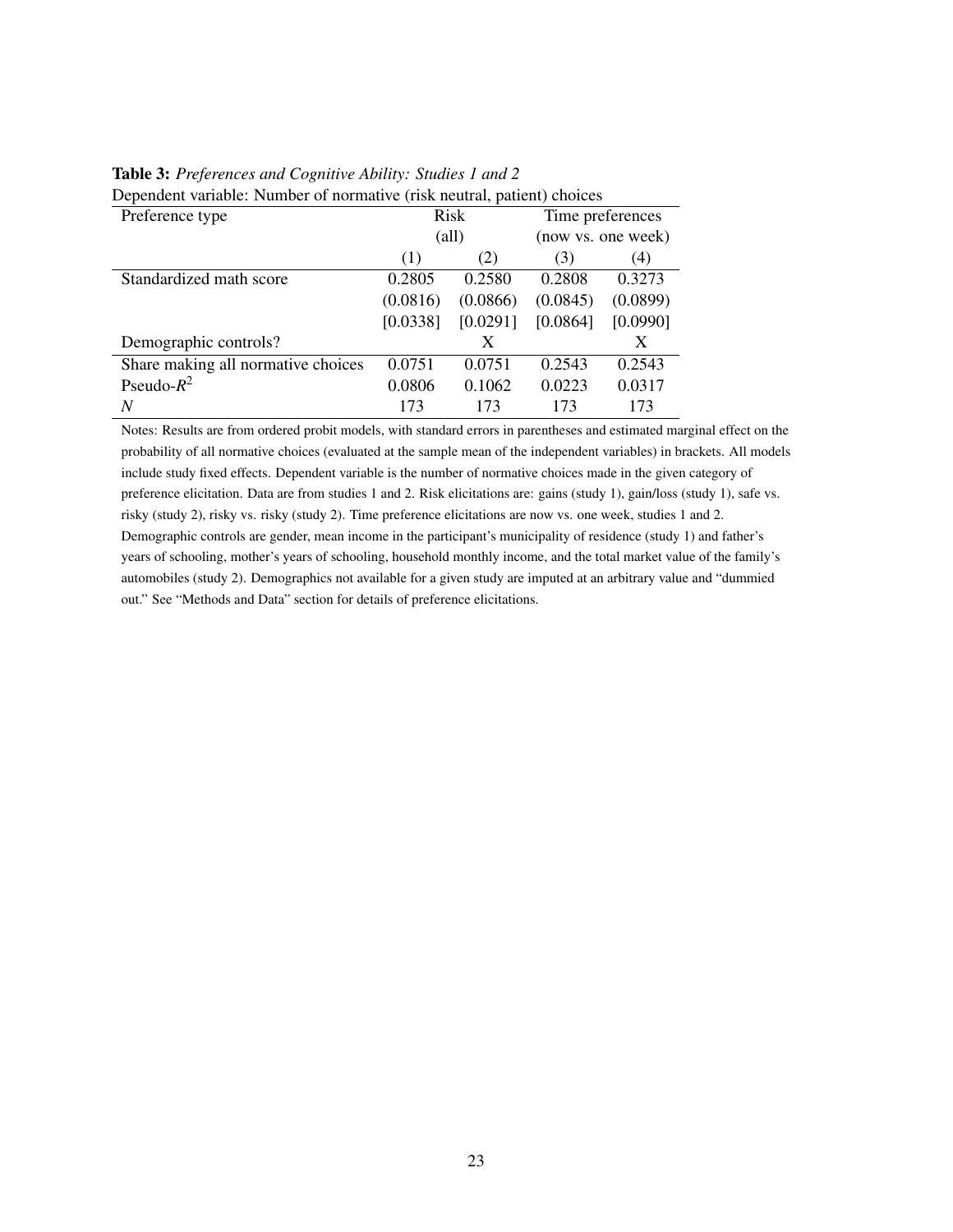**Table 3:** *Preferences and Cognitive Ability: Studies 1 and 2*

Dependent variable: Number of normative (risk neutral, patient) choices

| Preference type | Risk (all) | | Time preferences (now vs. one week) | |
|---|---|---|---|---|
| | (1) | (2) | (3) | (4) |
| Standardized math score | 0.2805 | 0.2580 | 0.2808 | 0.3273 |
| | (0.0816) | (0.0866) | (0.0845) | (0.0899) |
| | [0.0338] | [0.0291] | [0.0864] | [0.0990] |
| Demographic controls? | | X | | X |
| Share making all normative choices | 0.0751 | 0.0751 | 0.2543 | 0.2543 |
| Pseudo-$R^2$ | 0.0806 | 0.1062 | 0.0223 | 0.0317 |
| $N$ | 173 | 173 | 173 | 173 |

Notes: Results are from ordered probit models, with standard errors in parentheses and estimated marginal effect on the probability of all normative choices (evaluated at the sample mean of the independent variables) in brackets. All models include study fixed effects. Dependent variable is the number of normative choices made in the given category of preference elicitation. Data are from studies 1 and 2. Risk elicitations are: gains (study 1), gain/loss (study 1), safe vs. risky (study 2), risky vs. risky (study 2). Time preference elicitations are now vs. one week, studies 1 and 2. Demographic controls are gender, mean income in the participant's municipality of residence (study 1) and father's years of schooling, mother's years of schooling, household monthly income, and the total market value of the family's automobiles (study 2). Demographics not available for a given study are imputed at an arbitrary value and "dummied out." See "Methods and Data" section for details of preference elicitations.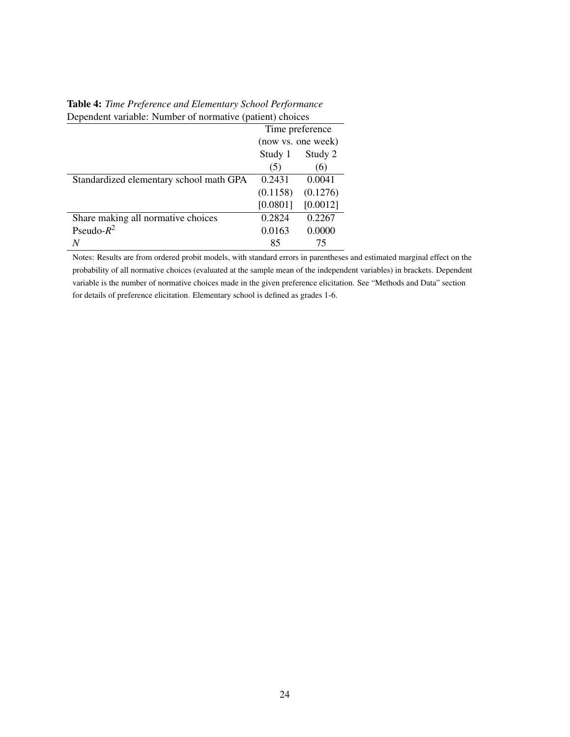**Table 4:** *Time Preference and Elementary School Performance*

Dependent variable: Number of normative (patient) choices

| | Time preference (now vs. one week) | |
|---|---|---|
| | Study 1 | Study 2 |
| | (5) | (6) |
| Standardized elementary school math GPA | 0.2431 | 0.0041 |
| | (0.1158) | (0.1276) |
| | [0.0801] | [0.0012] |
| Share making all normative choices | 0.2824 | 0.2267 |
| Pseudo-$R^2$ | 0.0163 | 0.0000 |
| $N$ | 85 | 75 |

Notes: Results are from ordered probit models, with standard errors in parentheses and estimated marginal effect on the probability of all normative choices (evaluated at the sample mean of the independent variables) in brackets. Dependent variable is the number of normative choices made in the given preference elicitation. See "Methods and Data" section for details of preference elicitation. Elementary school is defined as grades 1-6.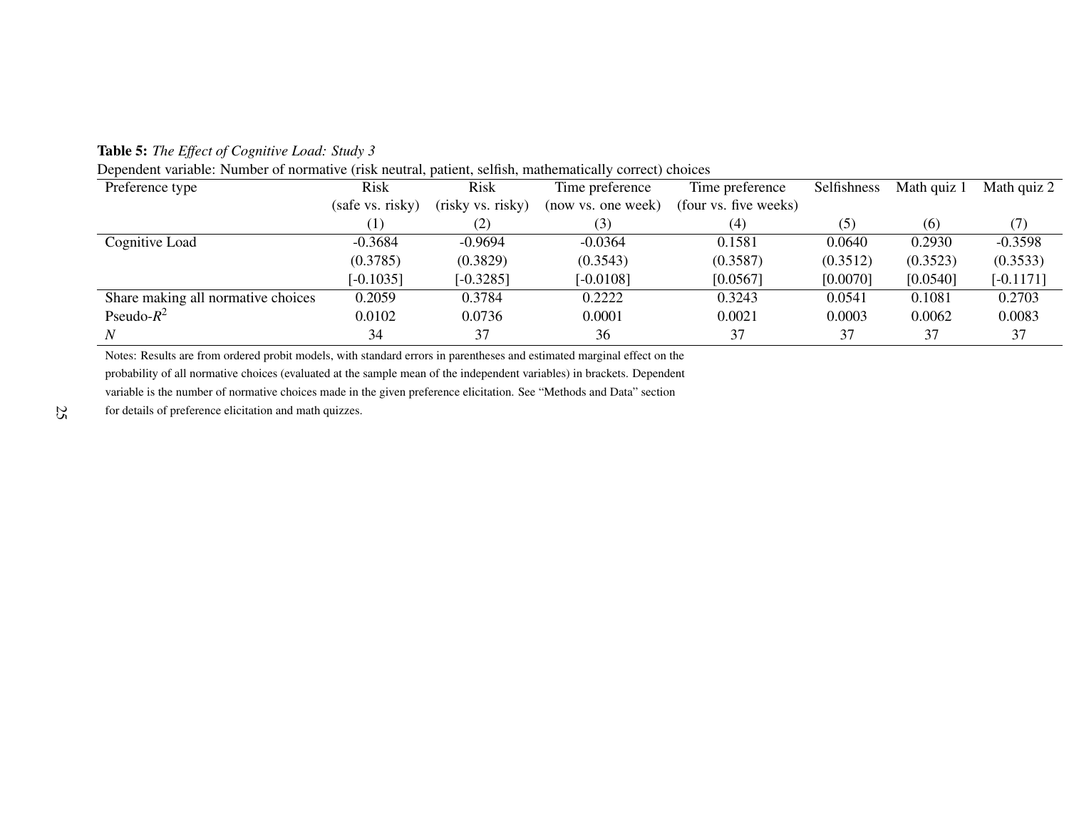**Table 5:** *The Effect of Cognitive Load: Study 3*

Dependent variable: Number of normative (risk neutral, patient, selfish, mathematically correct) choices

| Preference type | Risk (safe vs. risky) | Risk (risky vs. risky) | Time preference (now vs. one week) | Time preference (four vs. five weeks) | Selfishness | Math quiz 1 | Math quiz 2 |
|---|---|---|---|---|---|---|---|
| | (1) | (2) | (3) | (4) | (5) | (6) | (7) |
| Cognitive Load | -0.3684 | -0.9694 | -0.0364 | 0.1581 | 0.0640 | 0.2930 | -0.3598 |
| | (0.3785) | (0.3829) | (0.3543) | (0.3587) | (0.3512) | (0.3523) | (0.3533) |
| | [-0.1035] | [-0.3285] | [-0.0108] | [0.0567] | [0.0070] | [0.0540] | [-0.1171] |
| Share making all normative choices | 0.2059 | 0.3784 | 0.2222 | 0.3243 | 0.0541 | 0.1081 | 0.2703 |
| Pseudo-$R^2$ | 0.0102 | 0.0736 | 0.0001 | 0.0021 | 0.0003 | 0.0062 | 0.0083 |
| $N$ | 34 | 37 | 36 | 37 | 37 | 37 | 37 |

Notes: Results are from ordered probit models, with standard errors in parentheses and estimated marginal effect on the probability of all normative choices (evaluated at the sample mean of the independent variables) in brackets. Dependent variable is the number of normative choices made in the given preference elicitation. See "Methods and Data" section for details of preference elicitation and math quizzes.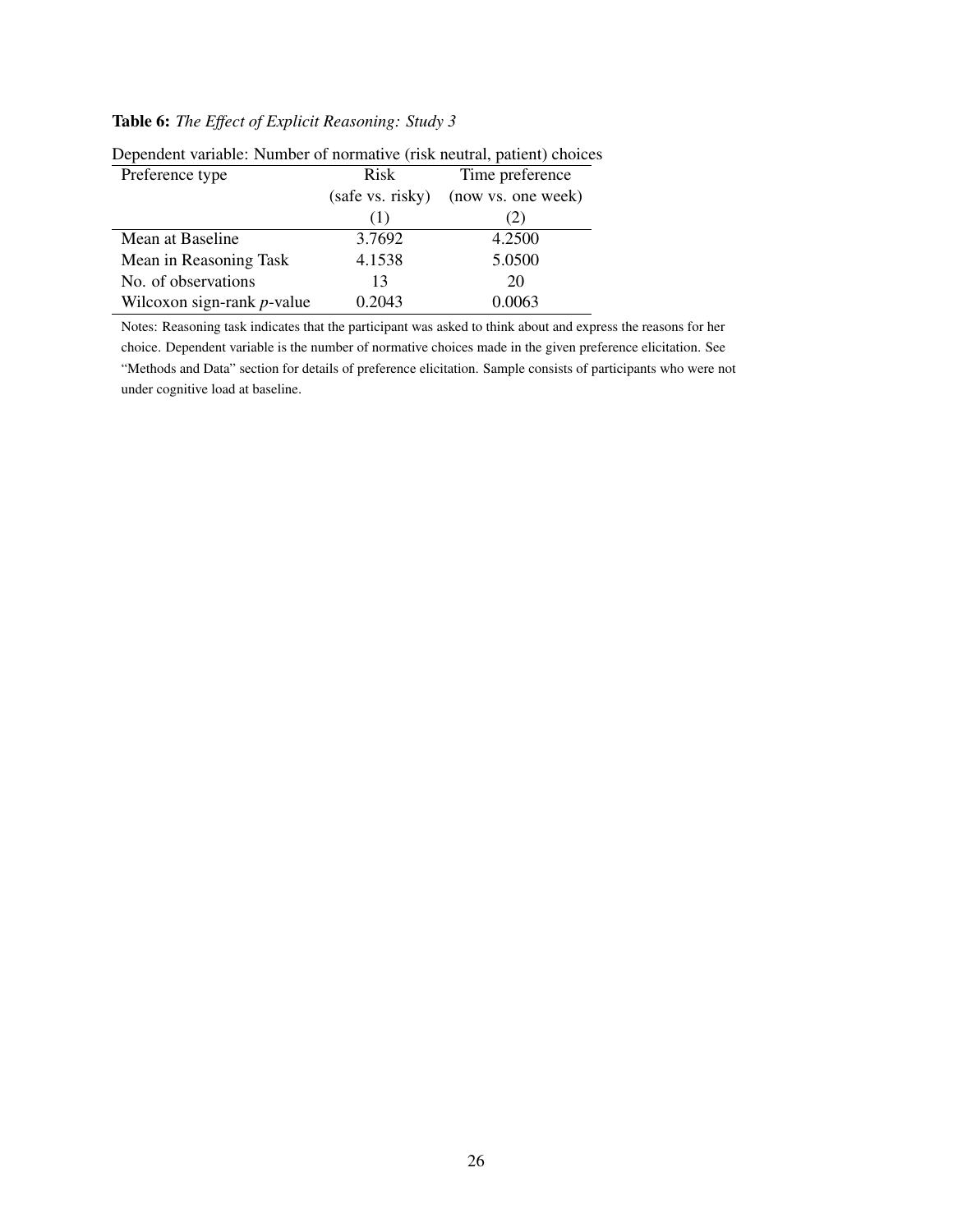**Table 6:** *The Effect of Explicit Reasoning: Study 3*

Dependent variable: Number of normative (risk neutral, patient) choices

| Preference type | Risk (safe vs. risky) | Time preference (now vs. one week) |
|---|---|---|
| | (1) | (2) |
| Mean at Baseline | 3.7692 | 4.2500 |
| Mean in Reasoning Task | 4.1538 | 5.0500 |
| No. of observations | 13 | 20 |
| Wilcoxon sign-rank $p$-value | 0.2043 | 0.0063 |

Notes: Reasoning task indicates that the participant was asked to think about and express the reasons for her choice. Dependent variable is the number of normative choices made in the given preference elicitation. See "Methods and Data" section for details of preference elicitation. Sample consists of participants who were not under cognitive load at baseline.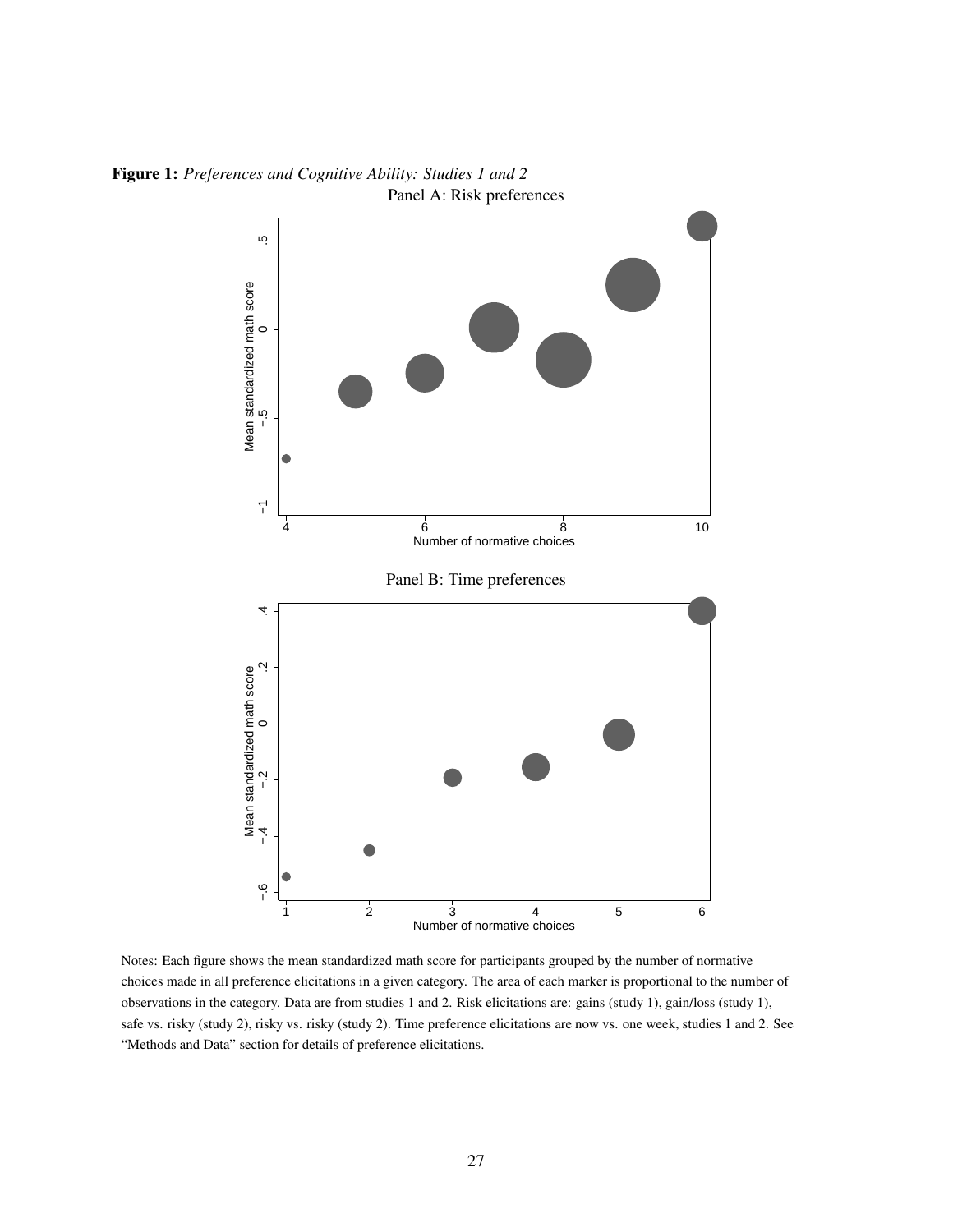**Figure 1:** *Preferences and Cognitive Ability: Studies 1 and 2*

Panel A: Risk preferences

Mean standardized math score

−1
−.5
0
.5

4
6
8
10

Number of normative choices

Panel B: Time preferences

Mean standardized math score

−.6
−.4
−.2
0
.2
.4

1
2
3
4
5
6

Number of normative choices

Notes: Each figure shows the mean standardized math score for participants grouped by the number of normative choices made in all preference elicitations in a given category. The area of each marker is proportional to the number of observations in the category. Data are from studies 1 and 2. Risk elicitations are: gains (study 1), gain/loss (study 1), safe vs. risky (study 2), risky vs. risky (study 2). Time preference elicitations are now vs. one week, studies 1 and 2. See "Methods and Data" section for details of preference elicitations.